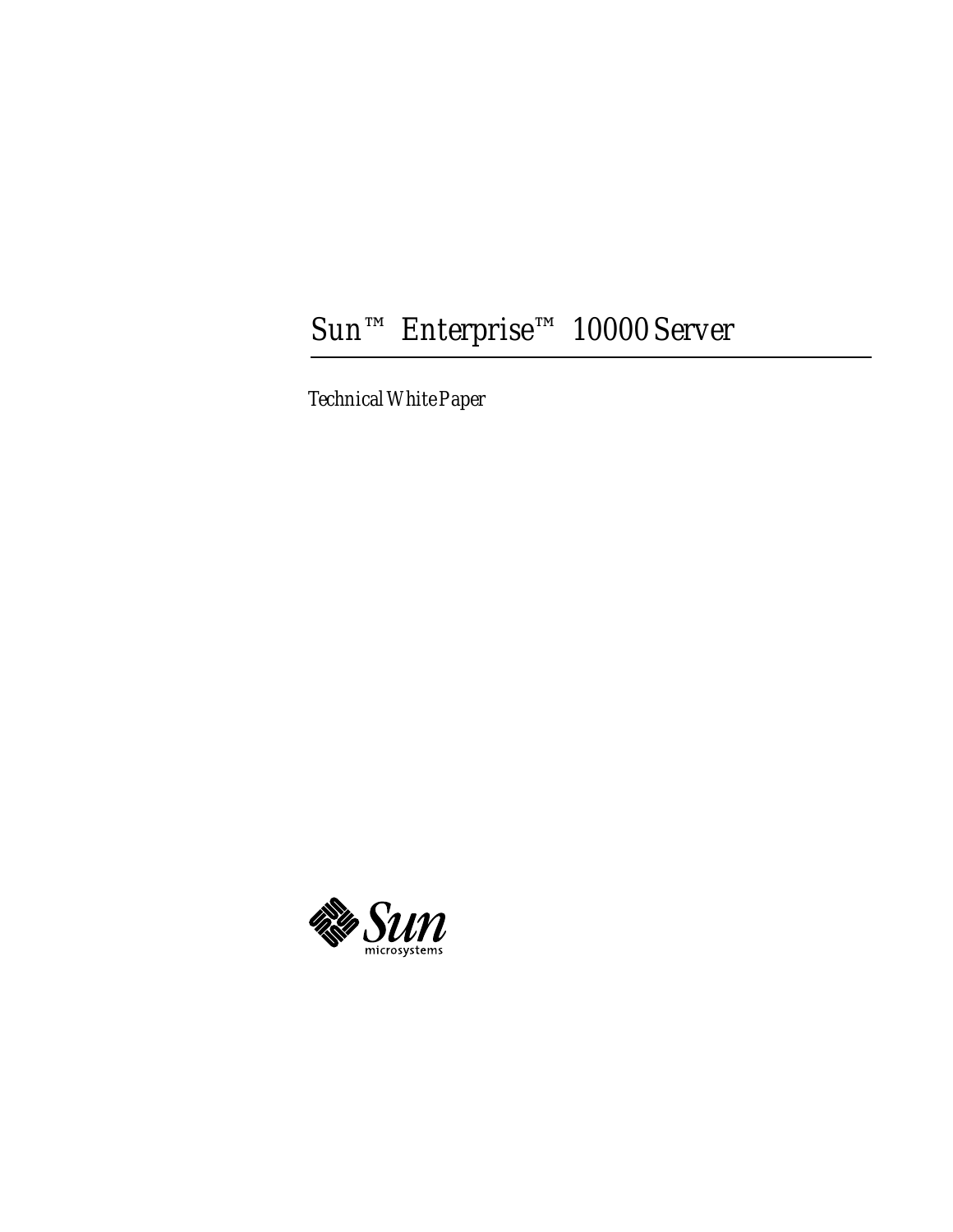# Sun™ Enterprise™ 10000 Server

*Technical White Paper*

Sun microsystems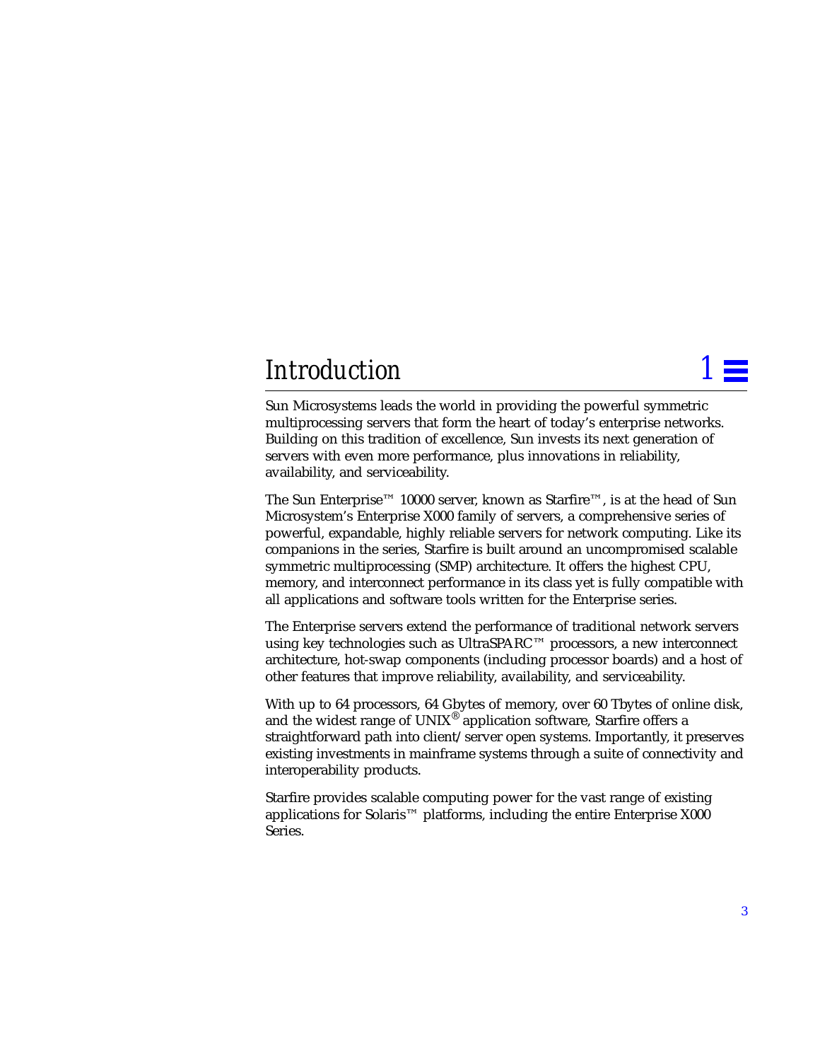# 1 Introduction

Sun Microsystems leads the world in providing the powerful symmetric multiprocessing servers that form the heart of today's enterprise networks. Building on this tradition of excellence, Sun invests its next generation of servers with even more performance, plus innovations in reliability, availability, and serviceability.

The Sun Enterprise™ 10000 server, known as Starfire™, is at the head of Sun Microsystem's Enterprise X000 family of servers, a comprehensive series of powerful, expandable, highly reliable servers for network computing. Like its companions in the series, Starfire is built around an uncompromised scalable symmetric multiprocessing (SMP) architecture. It offers the highest CPU, memory, and interconnect performance in its class yet is fully compatible with all applications and software tools written for the Enterprise series.

The Enterprise servers extend the performance of traditional network servers using key technologies such as UltraSPARC™ processors, a new interconnect architecture, hot-swap components (including processor boards) and a host of other features that improve reliability, availability, and serviceability.

With up to 64 processors, 64 Gbytes of memory, over 60 Tbytes of online disk, and the widest range of UNIX® application software, Starfire offers a straightforward path into client/server open systems. Importantly, it preserves existing investments in mainframe systems through a suite of connectivity and interoperability products.

Starfire provides scalable computing power for the vast range of existing applications for Solaris™ platforms, including the entire Enterprise X000 Series.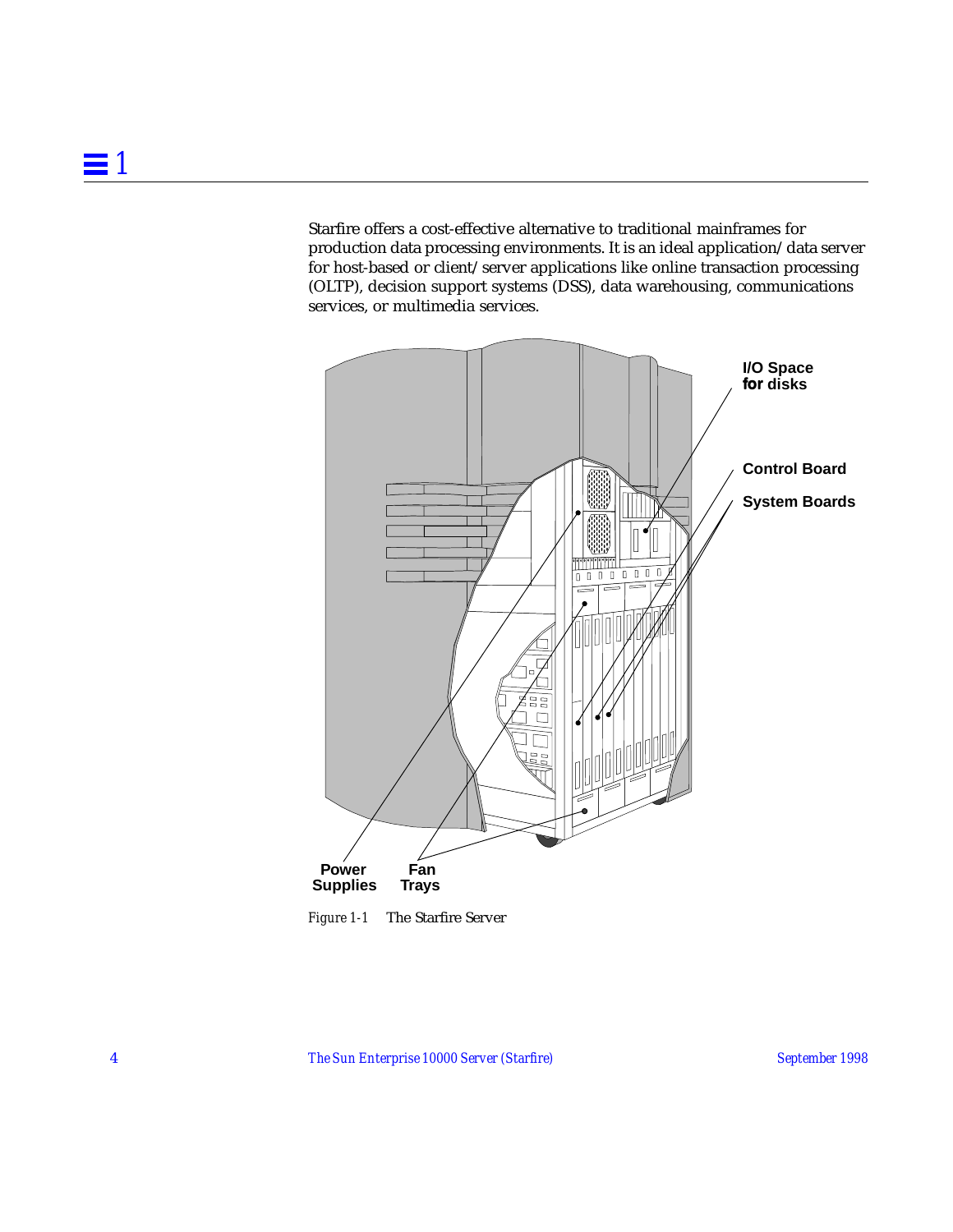Starfire offers a cost-effective alternative to traditional mainframes for production data processing environments. It is an ideal application/data server for host-based or client/server applications like online transaction processing (OLTP), decision support systems (DSS), data warehousing, communications services, or multimedia services.

*Figure 1-1* The Starfire Server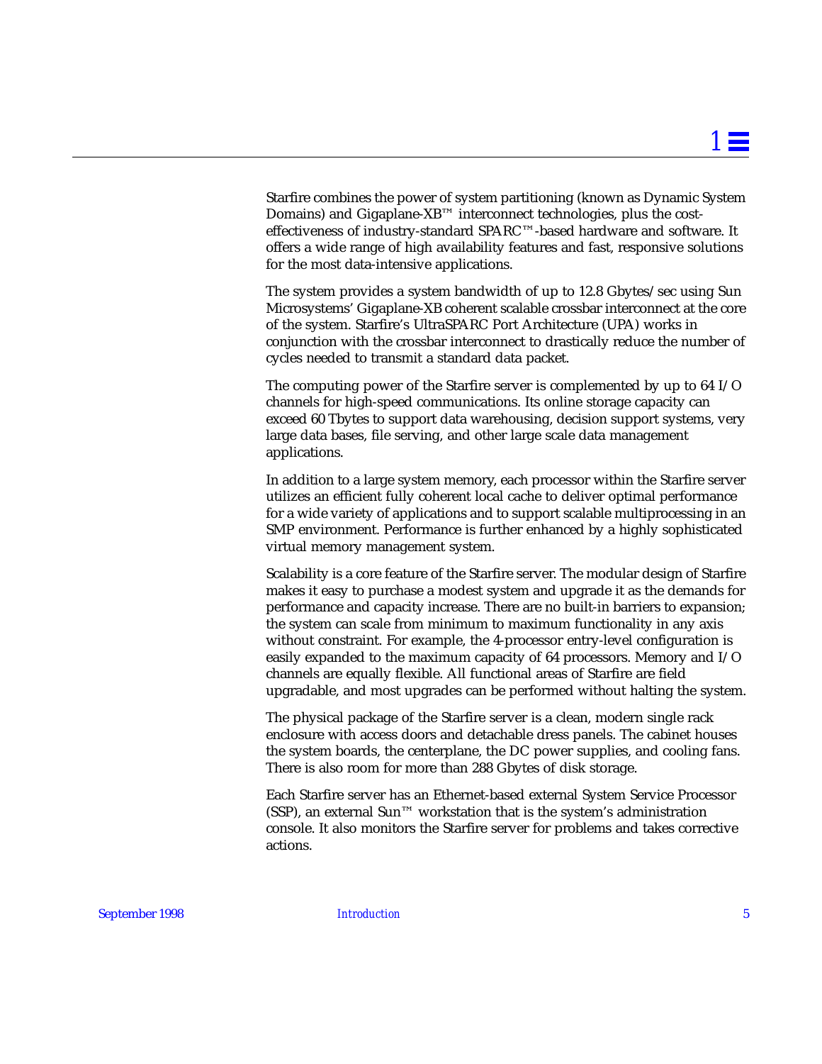Starfire combines the power of system partitioning (known as Dynamic System Domains) and Gigaplane-XB™ interconnect technologies, plus the cost-effectiveness of industry-standard SPARC™-based hardware and software. It offers a wide range of high availability features and fast, responsive solutions for the most data-intensive applications.

The system provides a system bandwidth of up to 12.8 Gbytes/sec using Sun Microsystems' Gigaplane-XB coherent scalable crossbar interconnect at the core of the system. Starfire's UltraSPARC Port Architecture (UPA) works in conjunction with the crossbar interconnect to drastically reduce the number of cycles needed to transmit a standard data packet.

The computing power of the Starfire server is complemented by up to 64 I/O channels for high-speed communications. Its online storage capacity can exceed 60 Tbytes to support data warehousing, decision support systems, very large data bases, file serving, and other large scale data management applications.

In addition to a large system memory, each processor within the Starfire server utilizes an efficient fully coherent local cache to deliver optimal performance for a wide variety of applications and to support scalable multiprocessing in an SMP environment. Performance is further enhanced by a highly sophisticated virtual memory management system.

Scalability is a core feature of the Starfire server. The modular design of Starfire makes it easy to purchase a modest system and upgrade it as the demands for performance and capacity increase. There are no built-in barriers to expansion; the system can scale from minimum to maximum functionality in any axis without constraint. For example, the 4-processor entry-level configuration is easily expanded to the maximum capacity of 64 processors. Memory and I/O channels are equally flexible. All functional areas of Starfire are field upgradable, and most upgrades can be performed without halting the system.

The physical package of the Starfire server is a clean, modern single rack enclosure with access doors and detachable dress panels. The cabinet houses the system boards, the centerplane, the DC power supplies, and cooling fans. There is also room for more than 288 Gbytes of disk storage.

Each Starfire server has an Ethernet-based external System Service Processor (SSP), an external Sun™ workstation that is the system's administration console. It also monitors the Starfire server for problems and takes corrective actions.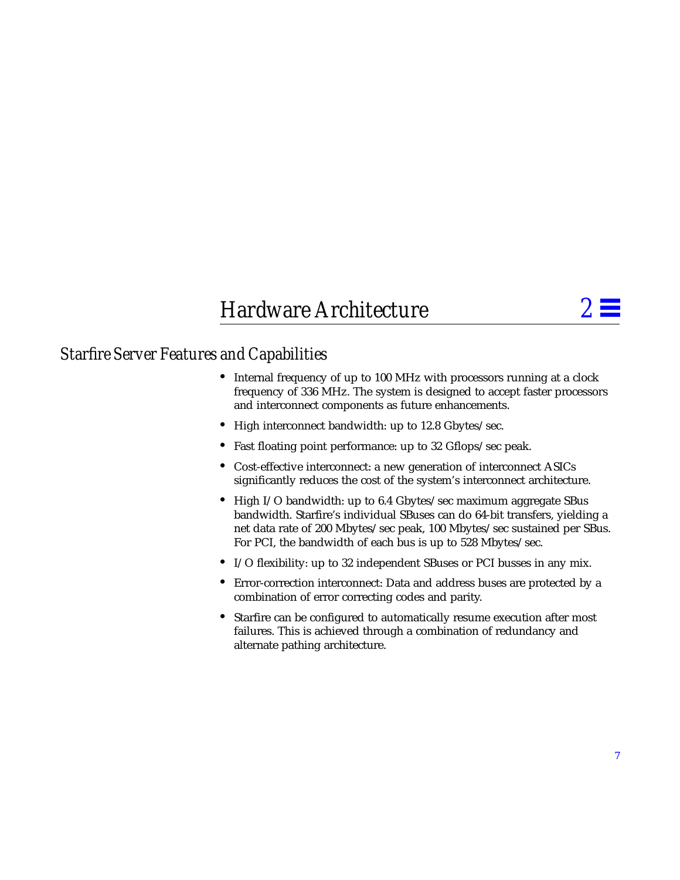# Hardware Architecture

## Starfire Server Features and Capabilities

- Internal frequency of up to 100 MHz with processors running at a clock frequency of 336 MHz. The system is designed to accept faster processors and interconnect components as future enhancements.
- High interconnect bandwidth: up to 12.8 Gbytes/sec.
- Fast floating point performance: up to 32 Gflops/sec peak.
- Cost-effective interconnect: a new generation of interconnect ASICs significantly reduces the cost of the system's interconnect architecture.
- High I/O bandwidth: up to 6.4 Gbytes/sec maximum aggregate SBus bandwidth. Starfire's individual SBuses can do 64-bit transfers, yielding a net data rate of 200 Mbytes/sec peak, 100 Mbytes/sec sustained per SBus. For PCI, the bandwidth of each bus is up to 528 Mbytes/sec.
- I/O flexibility: up to 32 independent SBuses or PCI busses in any mix.
- Error-correction interconnect: Data and address buses are protected by a combination of error correcting codes and parity.
- Starfire can be configured to automatically resume execution after most failures. This is achieved through a combination of redundancy and alternate pathing architecture.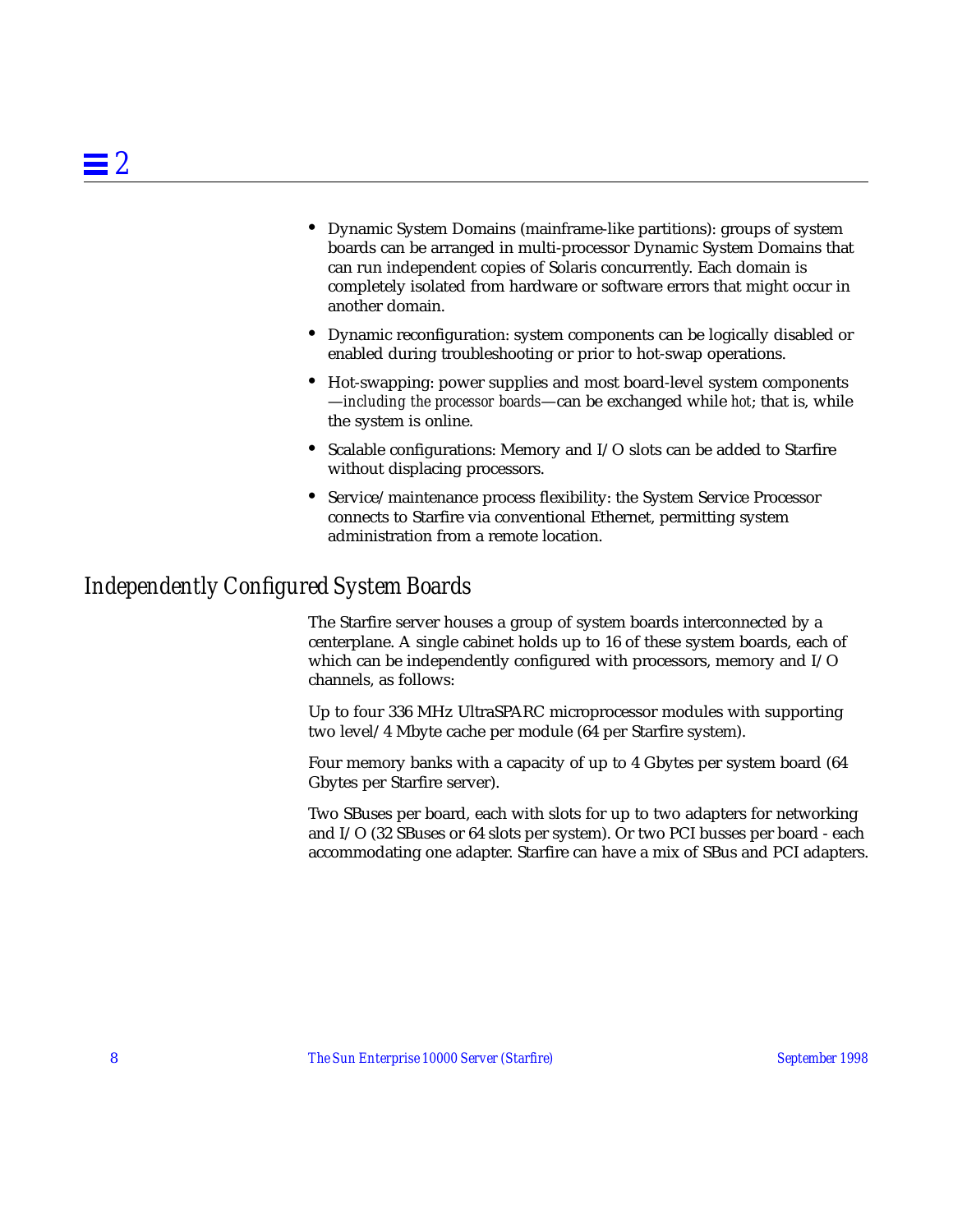- Dynamic System Domains (mainframe-like partitions): groups of system boards can be arranged in multi-processor Dynamic System Domains that can run independent copies of Solaris concurrently. Each domain is completely isolated from hardware or software errors that might occur in another domain.
- Dynamic reconfiguration: system components can be logically disabled or enabled during troubleshooting or prior to hot-swap operations.
- Hot-swapping: power supplies and most board-level system components —*including the processor boards*—can be exchanged while *hot*; that is, while the system is online.
- Scalable configurations: Memory and I/O slots can be added to Starfire without displacing processors.
- Service/maintenance process flexibility: the System Service Processor connects to Starfire via conventional Ethernet, permitting system administration from a remote location.

## *Independently Configured System Boards*

The Starfire server houses a group of system boards interconnected by a centerplane. A single cabinet holds up to 16 of these system boards, each of which can be independently configured with processors, memory and I/O channels, as follows:

Up to four 336 MHz UltraSPARC microprocessor modules with supporting two level/4 Mbyte cache per module (64 per Starfire system).

Four memory banks with a capacity of up to 4 Gbytes per system board (64 Gbytes per Starfire server).

Two SBuses per board, each with slots for up to two adapters for networking and I/O (32 SBuses or 64 slots per system). Or two PCI busses per board - each accommodating one adapter. Starfire can have a mix of SBus and PCI adapters.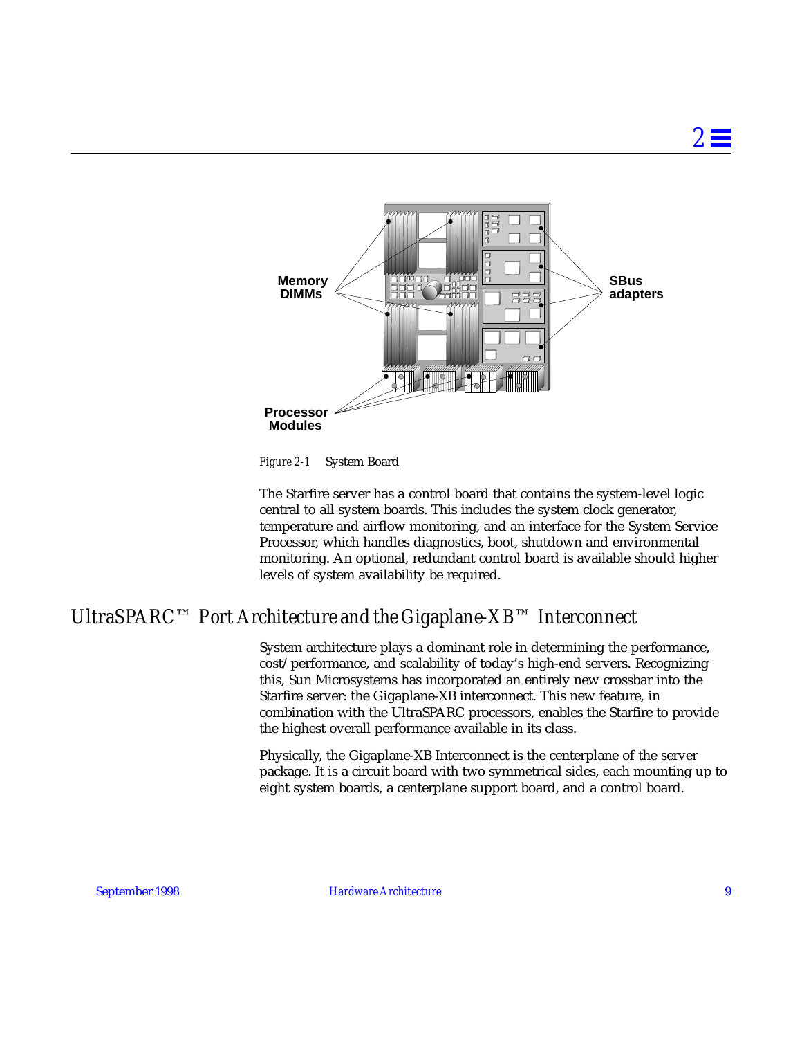Memory DIMMs

SBus adapters

Processor Modules

*Figure 2-1* System Board

The Starfire server has a control board that contains the system-level logic central to all system boards. This includes the system clock generator, temperature and airflow monitoring, and an interface for the System Service Processor, which handles diagnostics, boot, shutdown and environmental monitoring. An optional, redundant control board is available should higher levels of system availability be required.

## *UltraSPARC™ Port Architecture and the Gigaplane-XB™ Interconnect*

System architecture plays a dominant role in determining the performance, cost/performance, and scalability of today's high-end servers. Recognizing this, Sun Microsystems has incorporated an entirely new crossbar into the Starfire server: the Gigaplane-XB interconnect. This new feature, in combination with the UltraSPARC processors, enables the Starfire to provide the highest overall performance available in its class.

Physically, the Gigaplane-XB Interconnect is the centerplane of the server package. It is a circuit board with two symmetrical sides, each mounting up to eight system boards, a centerplane support board, and a control board.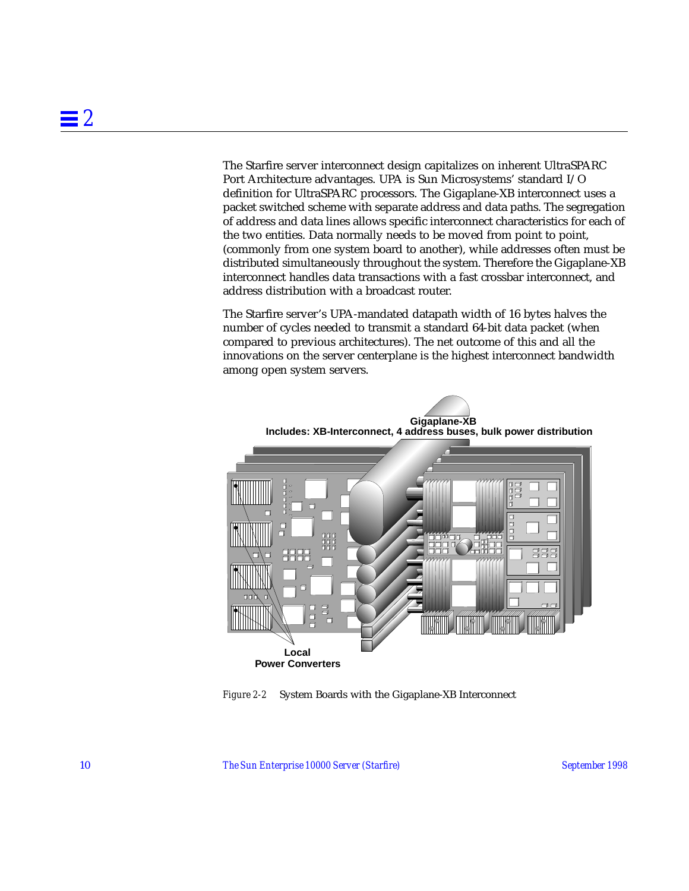The Starfire server interconnect design capitalizes on inherent UltraSPARC Port Architecture advantages. UPA is Sun Microsystems' standard I/O definition for UltraSPARC processors. The Gigaplane-XB interconnect uses a packet switched scheme with separate address and data paths. The segregation of address and data lines allows specific interconnect characteristics for each of the two entities. Data normally needs to be moved from point to point, (commonly from one system board to another), while addresses often must be distributed simultaneously throughout the system. Therefore the Gigaplane-XB interconnect handles data transactions with a fast crossbar interconnect, and address distribution with a broadcast router.

The Starfire server's UPA-mandated datapath width of 16 bytes halves the number of cycles needed to transmit a standard 64-bit data packet (when compared to previous architectures). The net outcome of this and all the innovations on the server centerplane is the highest interconnect bandwidth among open system servers.

**Gigaplane-XB**
**Includes: XB-Interconnect, 4 address buses, bulk power distribution**

**Local Power Converters**

*Figure 2-2* System Boards with the Gigaplane-XB Interconnect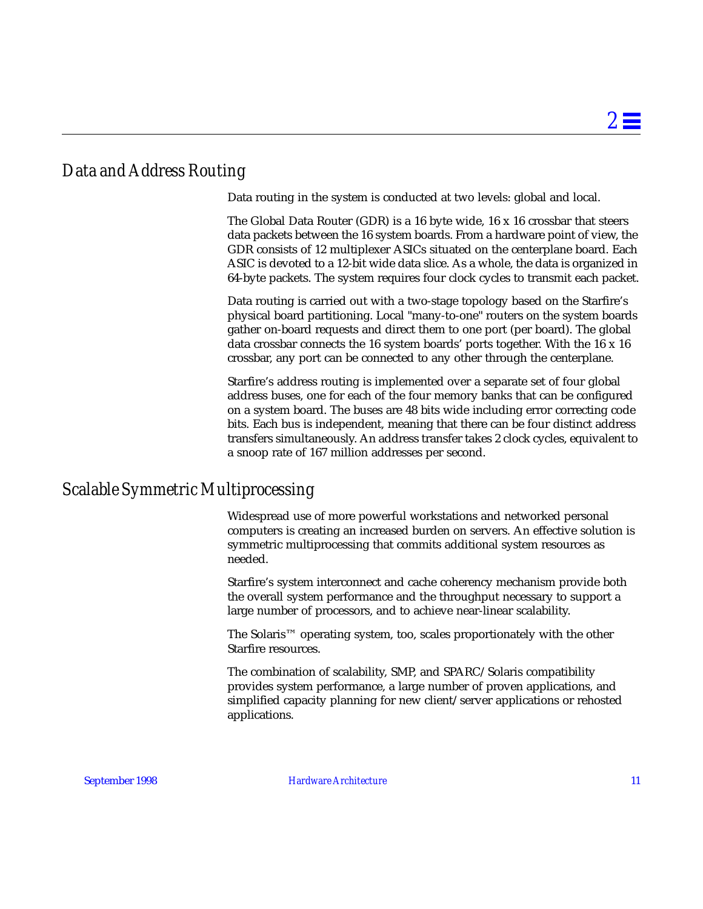## Data and Address Routing

Data routing in the system is conducted at two levels: global and local.

The Global Data Router (GDR) is a 16 byte wide, 16 x 16 crossbar that steers data packets between the 16 system boards. From a hardware point of view, the GDR consists of 12 multiplexer ASICs situated on the centerplane board. Each ASIC is devoted to a 12-bit wide data slice. As a whole, the data is organized in 64-byte packets. The system requires four clock cycles to transmit each packet.

Data routing is carried out with a two-stage topology based on the Starfire's physical board partitioning. Local "many-to-one" routers on the system boards gather on-board requests and direct them to one port (per board). The global data crossbar connects the 16 system boards' ports together. With the 16 x 16 crossbar, any port can be connected to any other through the centerplane.

Starfire's address routing is implemented over a separate set of four global address buses, one for each of the four memory banks that can be configured on a system board. The buses are 48 bits wide including error correcting code bits. Each bus is independent, meaning that there can be four distinct address transfers simultaneously. An address transfer takes 2 clock cycles, equivalent to a snoop rate of 167 million addresses per second.

## Scalable Symmetric Multiprocessing

Widespread use of more powerful workstations and networked personal computers is creating an increased burden on servers. An effective solution is symmetric multiprocessing that commits additional system resources as needed.

Starfire's system interconnect and cache coherency mechanism provide both the overall system performance and the throughput necessary to support a large number of processors, and to achieve near-linear scalability.

The Solaris™ operating system, too, scales proportionately with the other Starfire resources.

The combination of scalability, SMP, and SPARC/Solaris compatibility provides system performance, a large number of proven applications, and simplified capacity planning for new client/server applications or rehosted applications.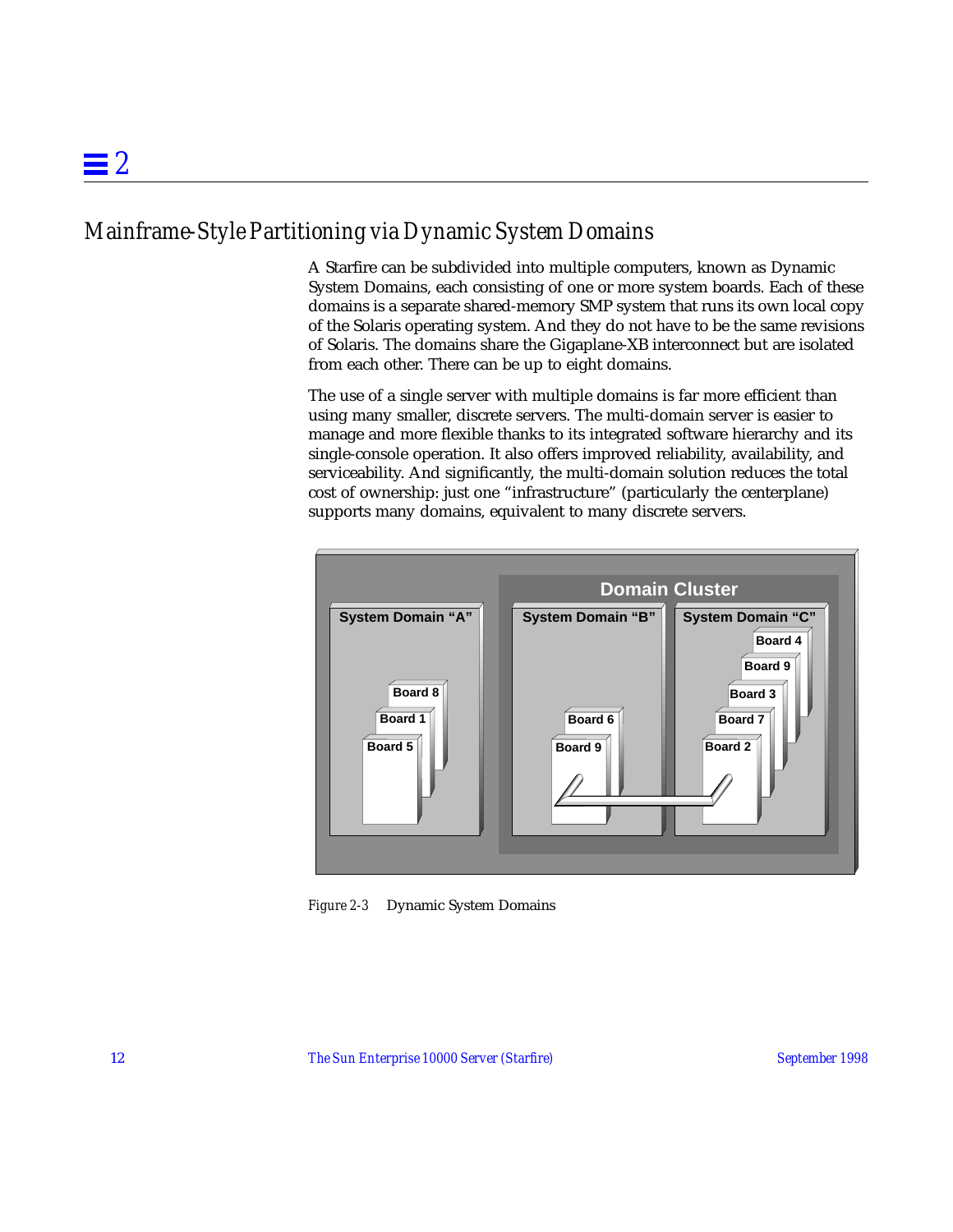## Mainframe-Style Partitioning via Dynamic System Domains

A Starfire can be subdivided into multiple computers, known as Dynamic System Domains, each consisting of one or more system boards. Each of these domains is a separate shared-memory SMP system that runs its own local copy of the Solaris operating system. And they do not have to be the same revisions of Solaris. The domains share the Gigaplane-XB interconnect but are isolated from each other. There can be up to eight domains.

The use of a single server with multiple domains is far more efficient than using many smaller, discrete servers. The multi-domain server is easier to manage and more flexible thanks to its integrated software hierarchy and its single-console operation. It also offers improved reliability, availability, and serviceability. And significantly, the multi-domain solution reduces the total cost of ownership: just one "infrastructure" (particularly the centerplane) supports many domains, equivalent to many discrete servers.

*Figure 2-3* Dynamic System Domains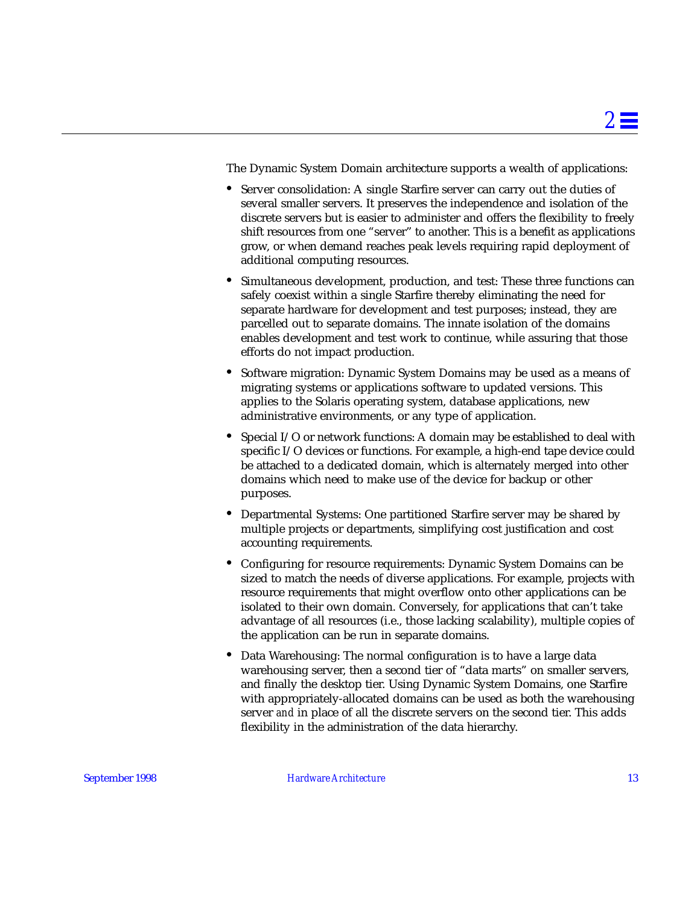The Dynamic System Domain architecture supports a wealth of applications:

- Server consolidation: A single Starfire server can carry out the duties of several smaller servers. It preserves the independence and isolation of the discrete servers but is easier to administer and offers the flexibility to freely shift resources from one “server” to another. This is a benefit as applications grow, or when demand reaches peak levels requiring rapid deployment of additional computing resources.
- Simultaneous development, production, and test: These three functions can safely coexist within a single Starfire thereby eliminating the need for separate hardware for development and test purposes; instead, they are parcelled out to separate domains. The innate isolation of the domains enables development and test work to continue, while assuring that those efforts do not impact production.
- Software migration: Dynamic System Domains may be used as a means of migrating systems or applications software to updated versions. This applies to the Solaris operating system, database applications, new administrative environments, or any type of application.
- Special I/O or network functions: A domain may be established to deal with specific I/O devices or functions. For example, a high-end tape device could be attached to a dedicated domain, which is alternately merged into other domains which need to make use of the device for backup or other purposes.
- Departmental Systems: One partitioned Starfire server may be shared by multiple projects or departments, simplifying cost justification and cost accounting requirements.
- Configuring for resource requirements: Dynamic System Domains can be sized to match the needs of diverse applications. For example, projects with resource requirements that might overflow onto other applications can be isolated to their own domain. Conversely, for applications that can’t take advantage of all resources (i.e., those lacking scalability), multiple copies of the application can be run in separate domains.
- Data Warehousing: The normal configuration is to have a large data warehousing server, then a second tier of “data marts” on smaller servers, and finally the desktop tier. Using Dynamic System Domains, one Starfire with appropriately-allocated domains can be used as both the warehousing server *and* in place of all the discrete servers on the second tier. This adds flexibility in the administration of the data hierarchy.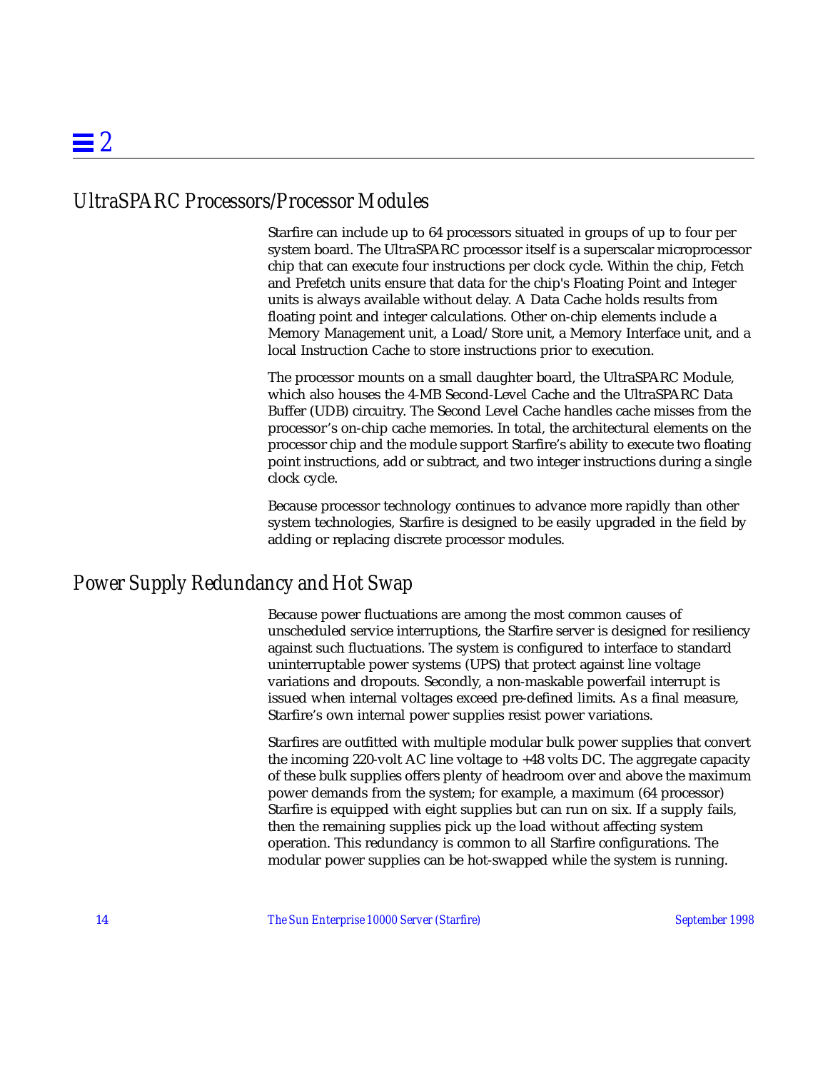## UltraSPARC Processors/Processor Modules

Starfire can include up to 64 processors situated in groups of up to four per system board. The UltraSPARC processor itself is a superscalar microprocessor chip that can execute four instructions per clock cycle. Within the chip, Fetch and Prefetch units ensure that data for the chip's Floating Point and Integer units is always available without delay. A Data Cache holds results from floating point and integer calculations. Other on-chip elements include a Memory Management unit, a Load/Store unit, a Memory Interface unit, and a local Instruction Cache to store instructions prior to execution.

The processor mounts on a small daughter board, the UltraSPARC Module, which also houses the 4-MB Second-Level Cache and the UltraSPARC Data Buffer (UDB) circuitry. The Second Level Cache handles cache misses from the processor's on-chip cache memories. In total, the architectural elements on the processor chip and the module support Starfire's ability to execute two floating point instructions, add or subtract, and two integer instructions during a single clock cycle.

Because processor technology continues to advance more rapidly than other system technologies, Starfire is designed to be easily upgraded in the field by adding or replacing discrete processor modules.

## Power Supply Redundancy and Hot Swap

Because power fluctuations are among the most common causes of unscheduled service interruptions, the Starfire server is designed for resiliency against such fluctuations. The system is configured to interface to standard uninterruptable power systems (UPS) that protect against line voltage variations and dropouts. Secondly, a non-maskable powerfail interrupt is issued when internal voltages exceed pre-defined limits. As a final measure, Starfire's own internal power supplies resist power variations.

Starfires are outfitted with multiple modular bulk power supplies that convert the incoming 220-volt AC line voltage to +48 volts DC. The aggregate capacity of these bulk supplies offers plenty of headroom over and above the maximum power demands from the system; for example, a maximum (64 processor) Starfire is equipped with eight supplies but can run on six. If a supply fails, then the remaining supplies pick up the load without affecting system operation. This redundancy is common to all Starfire configurations. The modular power supplies can be hot-swapped while the system is running.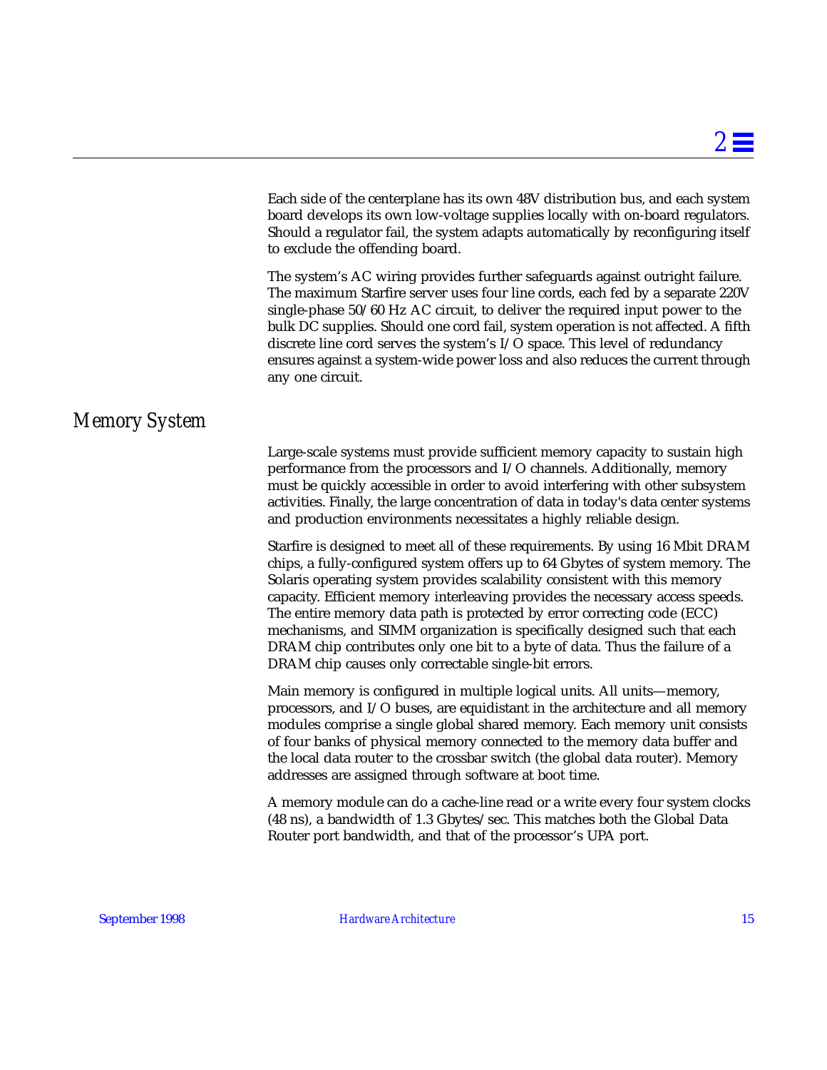Each side of the centerplane has its own 48V distribution bus, and each system board develops its own low-voltage supplies locally with on-board regulators. Should a regulator fail, the system adapts automatically by reconfiguring itself to exclude the offending board.

The system's AC wiring provides further safeguards against outright failure. The maximum Starfire server uses four line cords, each fed by a separate 220V single-phase 50/60 Hz AC circuit, to deliver the required input power to the bulk DC supplies. Should one cord fail, system operation is not affected. A fifth discrete line cord serves the system's I/O space. This level of redundancy ensures against a system-wide power loss and also reduces the current through any one circuit.

## Memory System

Large-scale systems must provide sufficient memory capacity to sustain high performance from the processors and I/O channels. Additionally, memory must be quickly accessible in order to avoid interfering with other subsystem activities. Finally, the large concentration of data in today's data center systems and production environments necessitates a highly reliable design.

Starfire is designed to meet all of these requirements. By using 16 Mbit DRAM chips, a fully-configured system offers up to 64 Gbytes of system memory. The Solaris operating system provides scalability consistent with this memory capacity. Efficient memory interleaving provides the necessary access speeds. The entire memory data path is protected by error correcting code (ECC) mechanisms, and SIMM organization is specifically designed such that each DRAM chip contributes only one bit to a byte of data. Thus the failure of a DRAM chip causes only correctable single-bit errors.

Main memory is configured in multiple logical units. All units—memory, processors, and I/O buses, are equidistant in the architecture and all memory modules comprise a single global shared memory. Each memory unit consists of four banks of physical memory connected to the memory data buffer and the local data router to the crossbar switch (the global data router). Memory addresses are assigned through software at boot time.

A memory module can do a cache-line read or a write every four system clocks (48 ns), a bandwidth of 1.3 Gbytes/sec. This matches both the Global Data Router port bandwidth, and that of the processor's UPA port.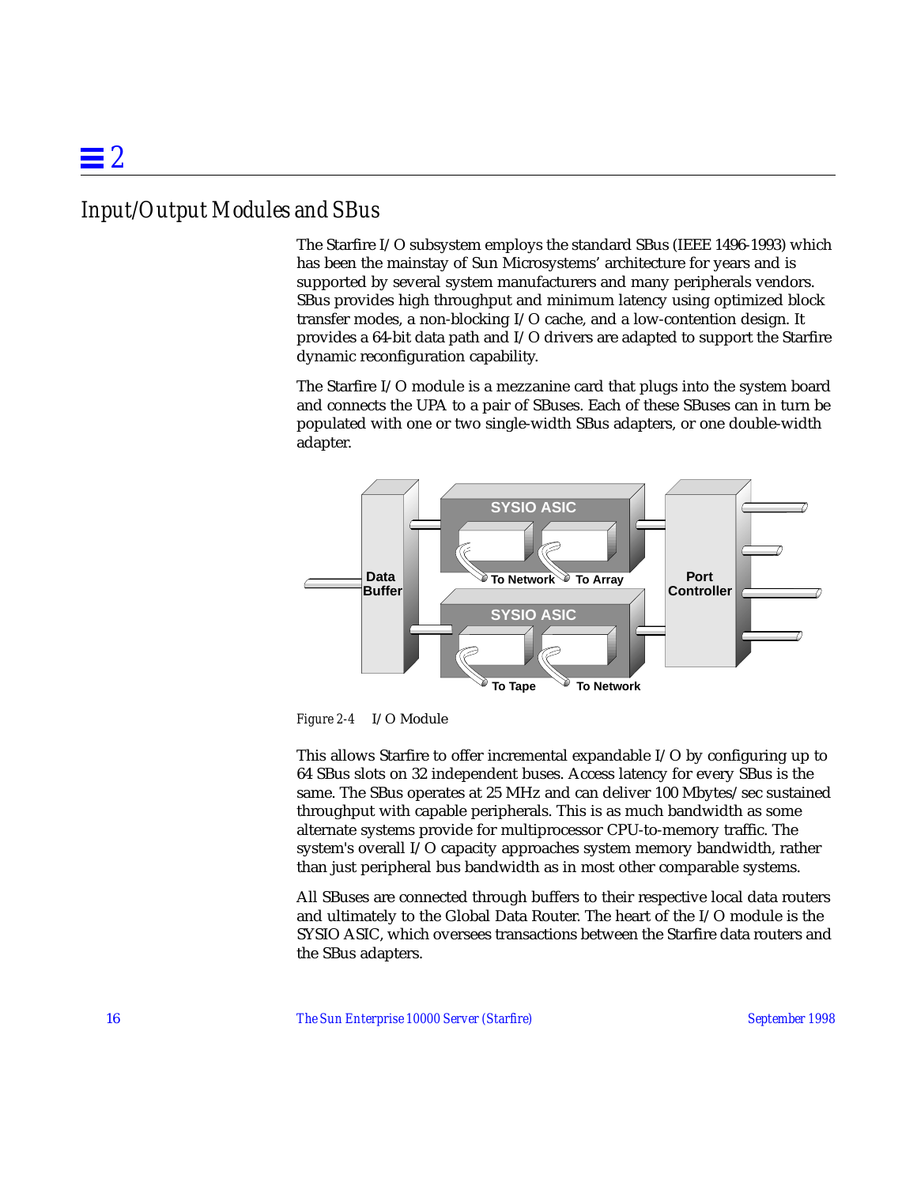## Input/Output Modules and SBus

The Starfire I/O subsystem employs the standard SBus (IEEE 1496-1993) which has been the mainstay of Sun Microsystems' architecture for years and is supported by several system manufacturers and many peripherals vendors. SBus provides high throughput and minimum latency using optimized block transfer modes, a non-blocking I/O cache, and a low-contention design. It provides a 64-bit data path and I/O drivers are adapted to support the Starfire dynamic reconfiguration capability.

The Starfire I/O module is a mezzanine card that plugs into the system board and connects the UPA to a pair of SBuses. Each of these SBuses can in turn be populated with one or two single-width SBus adapters, or one double-width adapter.

*Figure 2-4* I/O Module

This allows Starfire to offer incremental expandable I/O by configuring up to 64 SBus slots on 32 independent buses. Access latency for every SBus is the same. The SBus operates at 25 MHz and can deliver 100 Mbytes/sec sustained throughput with capable peripherals. This is as much bandwidth as some alternate systems provide for multiprocessor CPU-to-memory traffic. The system's overall I/O capacity approaches system memory bandwidth, rather than just peripheral bus bandwidth as in most other comparable systems.

All SBuses are connected through buffers to their respective local data routers and ultimately to the Global Data Router. The heart of the I/O module is the SYSIO ASIC, which oversees transactions between the Starfire data routers and the SBus adapters.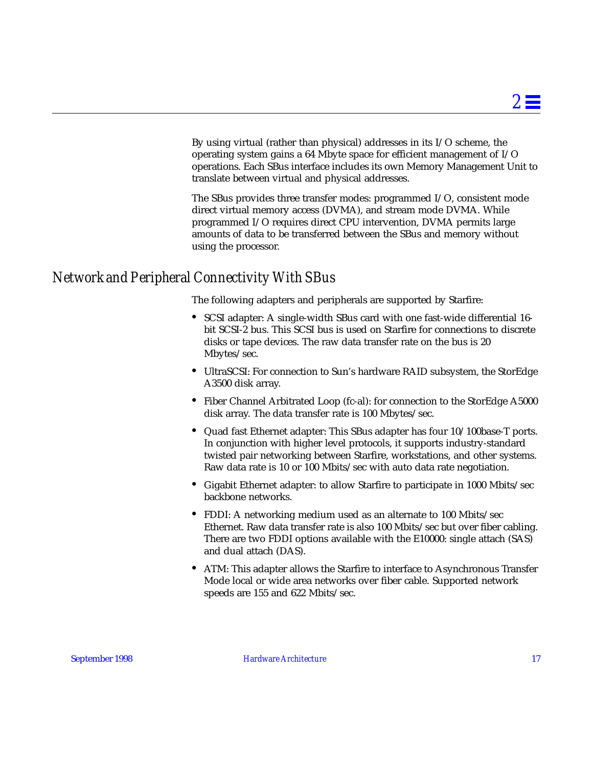By using virtual (rather than physical) addresses in its I/O scheme, the operating system gains a 64 Mbyte space for efficient management of I/O operations. Each SBus interface includes its own Memory Management Unit to translate between virtual and physical addresses.

The SBus provides three transfer modes: programmed I/O, consistent mode direct virtual memory access (DVMA), and stream mode DVMA. While programmed I/O requires direct CPU intervention, DVMA permits large amounts of data to be transferred between the SBus and memory without using the processor.

## *Network and Peripheral Connectivity With SBus*

The following adapters and peripherals are supported by Starfire:

- SCSI adapter: A single-width SBus card with one fast-wide differential 16-bit SCSI-2 bus. This SCSI bus is used on Starfire for connections to discrete disks or tape devices. The raw data transfer rate on the bus is 20 Mbytes/sec.
- UltraSCSI: For connection to Sun's hardware RAID subsystem, the StorEdge A3500 disk array.
- Fiber Channel Arbitrated Loop (fc-al): for connection to the StorEdge A5000 disk array. The data transfer rate is 100 Mbytes/sec.
- Quad fast Ethernet adapter: This SBus adapter has four 10/100base-T ports. In conjunction with higher level protocols, it supports industry-standard twisted pair networking between Starfire, workstations, and other systems. Raw data rate is 10 or 100 Mbits/sec with auto data rate negotiation.
- Gigabit Ethernet adapter: to allow Starfire to participate in 1000 Mbits/sec backbone networks.
- FDDI: A networking medium used as an alternate to 100 Mbits/sec Ethernet. Raw data transfer rate is also 100 Mbits/sec but over fiber cabling. There are two FDDI options available with the E10000: single attach (SAS) and dual attach (DAS).
- ATM: This adapter allows the Starfire to interface to Asynchronous Transfer Mode local or wide area networks over fiber cable. Supported network speeds are 155 and 622 Mbits/sec.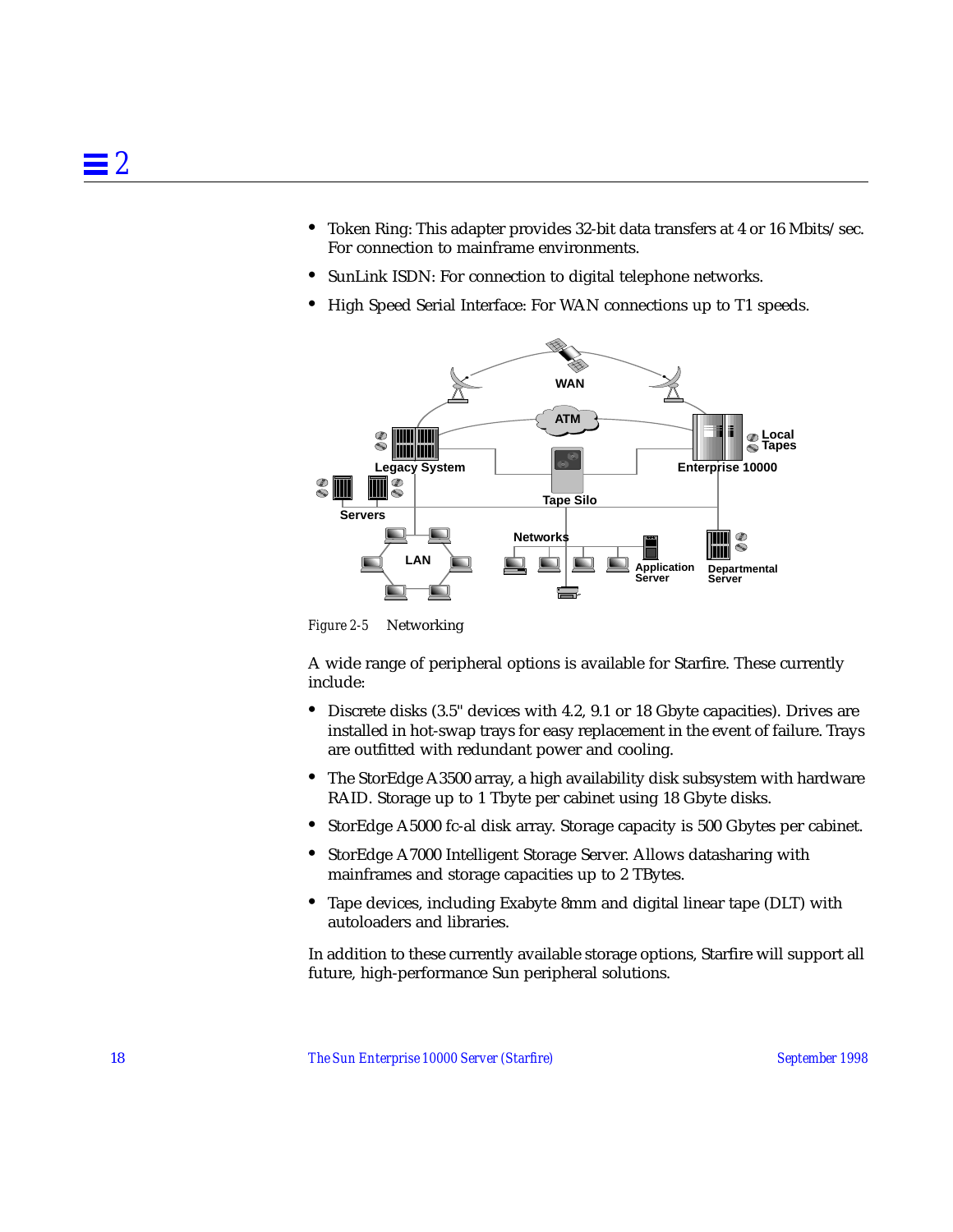- Token Ring: This adapter provides 32-bit data transfers at 4 or 16 Mbits/sec. For connection to mainframe environments.
- SunLink ISDN: For connection to digital telephone networks.
- High Speed Serial Interface: For WAN connections up to T1 speeds.

*Figure 2-5* Networking

A wide range of peripheral options is available for Starfire. These currently include:

- Discrete disks (3.5" devices with 4.2, 9.1 or 18 Gbyte capacities). Drives are installed in hot-swap trays for easy replacement in the event of failure. Trays are outfitted with redundant power and cooling.
- The StorEdge A3500 array, a high availability disk subsystem with hardware RAID. Storage up to 1 Tbyte per cabinet using 18 Gbyte disks.
- StorEdge A5000 fc-al disk array. Storage capacity is 500 Gbytes per cabinet.
- StorEdge A7000 Intelligent Storage Server. Allows datasharing with mainframes and storage capacities up to 2 TBytes.
- Tape devices, including Exabyte 8mm and digital linear tape (DLT) with autoloaders and libraries.

In addition to these currently available storage options, Starfire will support all future, high-performance Sun peripheral solutions.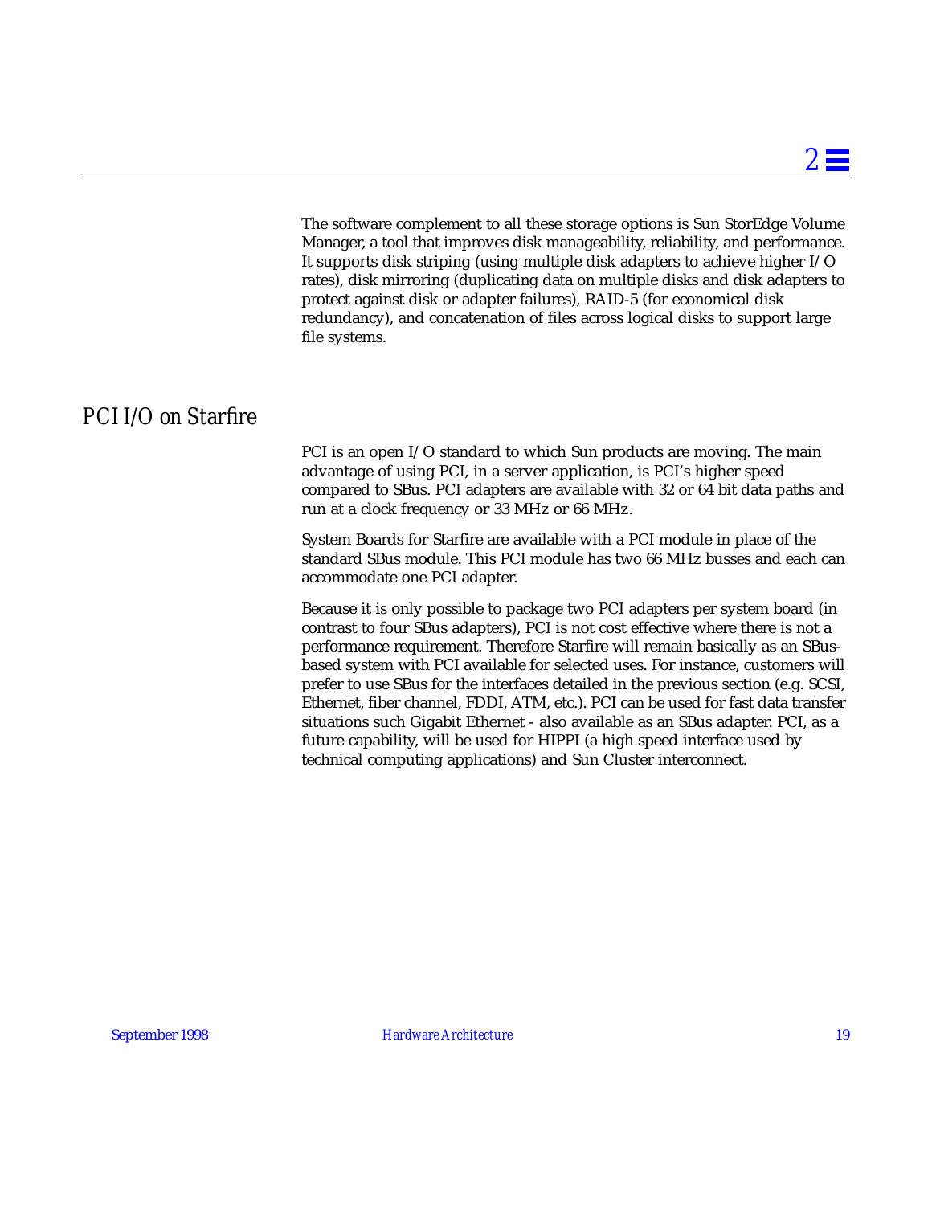The software complement to all these storage options is Sun StorEdge Volume Manager, a tool that improves disk manageability, reliability, and performance. It supports disk striping (using multiple disk adapters to achieve higher I/O rates), disk mirroring (duplicating data on multiple disks and disk adapters to protect against disk or adapter failures), RAID-5 (for economical disk redundancy), and concatenation of files across logical disks to support large file systems.

## PCI I/O on Starfire

PCI is an open I/O standard to which Sun products are moving. The main advantage of using PCI, in a server application, is PCI's higher speed compared to SBus. PCI adapters are available with 32 or 64 bit data paths and run at a clock frequency or 33 MHz or 66 MHz.

System Boards for Starfire are available with a PCI module in place of the standard SBus module. This PCI module has two 66 MHz busses and each can accommodate one PCI adapter.

Because it is only possible to package two PCI adapters per system board (in contrast to four SBus adapters), PCI is not cost effective where there is not a performance requirement. Therefore Starfire will remain basically as an SBus-based system with PCI available for selected uses. For instance, customers will prefer to use SBus for the interfaces detailed in the previous section (e.g. SCSI, Ethernet, fiber channel, FDDI, ATM, etc.). PCI can be used for fast data transfer situations such Gigabit Ethernet - also available as an SBus adapter. PCI, as a future capability, will be used for HIPPI (a high speed interface used by technical computing applications) and Sun Cluster interconnect.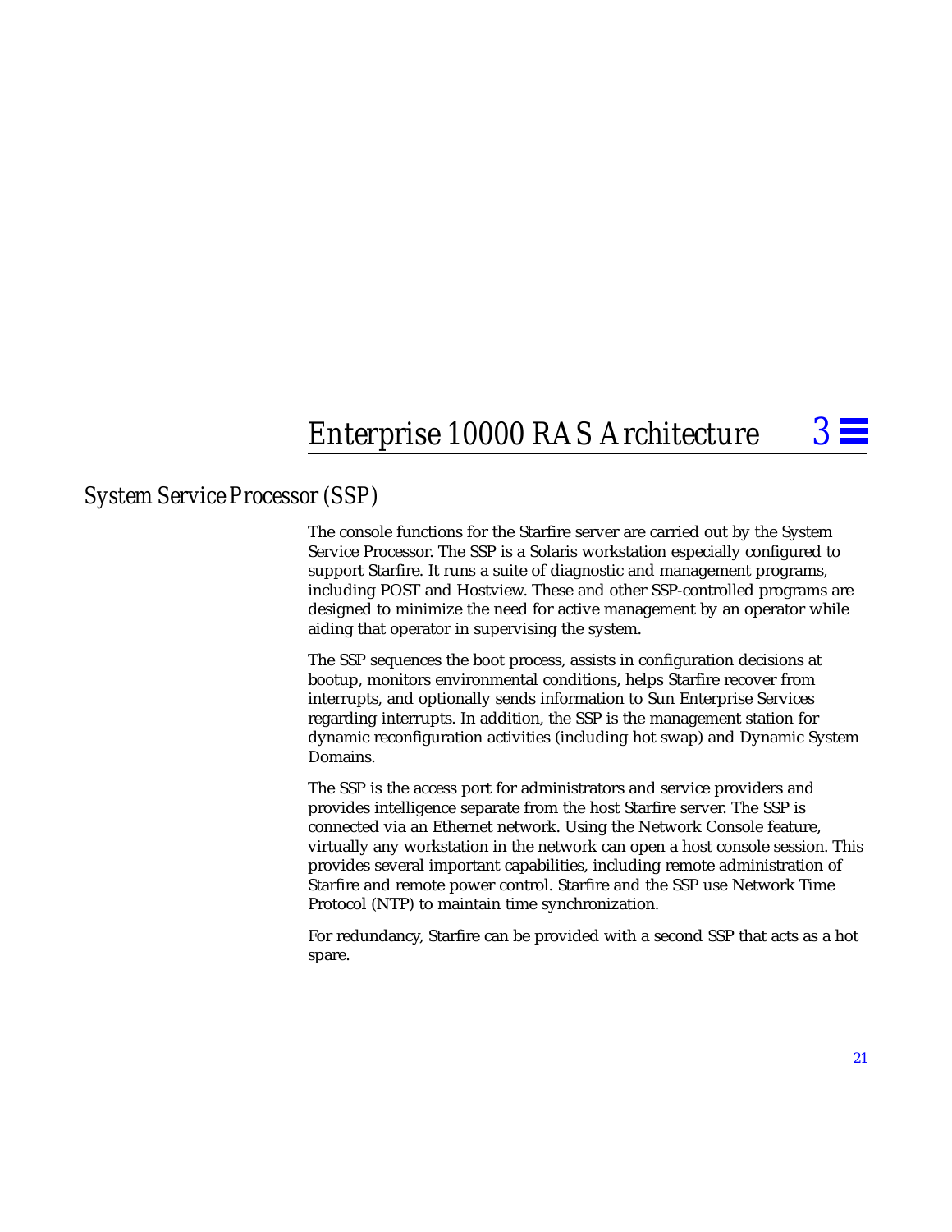# Enterprise 10000 RAS Architecture 3

## System Service Processor (SSP)

The console functions for the Starfire server are carried out by the System Service Processor. The SSP is a Solaris workstation especially configured to support Starfire. It runs a suite of diagnostic and management programs, including POST and Hostview. These and other SSP-controlled programs are designed to minimize the need for active management by an operator while aiding that operator in supervising the system.

The SSP sequences the boot process, assists in configuration decisions at bootup, monitors environmental conditions, helps Starfire recover from interrupts, and optionally sends information to Sun Enterprise Services regarding interrupts. In addition, the SSP is the management station for dynamic reconfiguration activities (including hot swap) and Dynamic System Domains.

The SSP is the access port for administrators and service providers and provides intelligence separate from the host Starfire server. The SSP is connected via an Ethernet network. Using the Network Console feature, virtually any workstation in the network can open a host console session. This provides several important capabilities, including remote administration of Starfire and remote power control. Starfire and the SSP use Network Time Protocol (NTP) to maintain time synchronization.

For redundancy, Starfire can be provided with a second SSP that acts as a hot spare.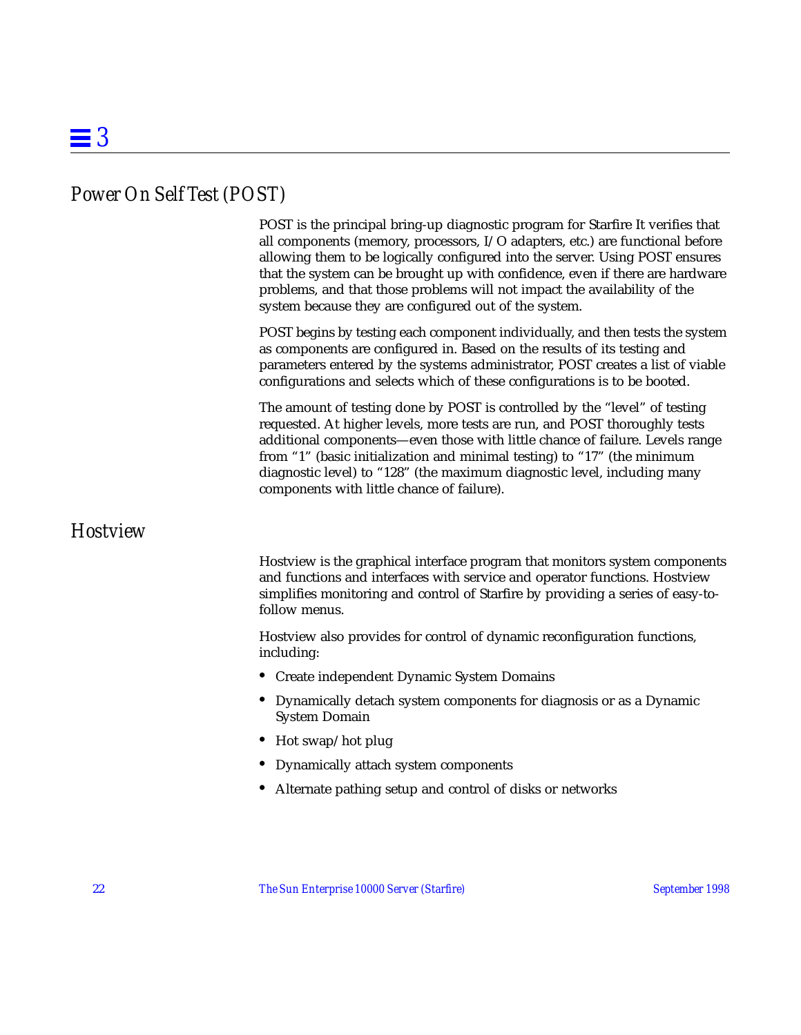## Power On Self Test (POST)

POST is the principal bring-up diagnostic program for Starfire It verifies that all components (memory, processors, I/O adapters, etc.) are functional before allowing them to be logically configured into the server. Using POST ensures that the system can be brought up with confidence, even if there are hardware problems, and that those problems will not impact the availability of the system because they are configured out of the system.

POST begins by testing each component individually, and then tests the system as components are configured in. Based on the results of its testing and parameters entered by the systems administrator, POST creates a list of viable configurations and selects which of these configurations is to be booted.

The amount of testing done by POST is controlled by the "level" of testing requested. At higher levels, more tests are run, and POST thoroughly tests additional components—even those with little chance of failure. Levels range from "1" (basic initialization and minimal testing) to "17" (the minimum diagnostic level) to "128" (the maximum diagnostic level, including many components with little chance of failure).

## Hostview

Hostview is the graphical interface program that monitors system components and functions and interfaces with service and operator functions. Hostview simplifies monitoring and control of Starfire by providing a series of easy-to-follow menus.

Hostview also provides for control of dynamic reconfiguration functions, including:

- Create independent Dynamic System Domains
- Dynamically detach system components for diagnosis or as a Dynamic System Domain
- Hot swap/hot plug
- Dynamically attach system components
- Alternate pathing setup and control of disks or networks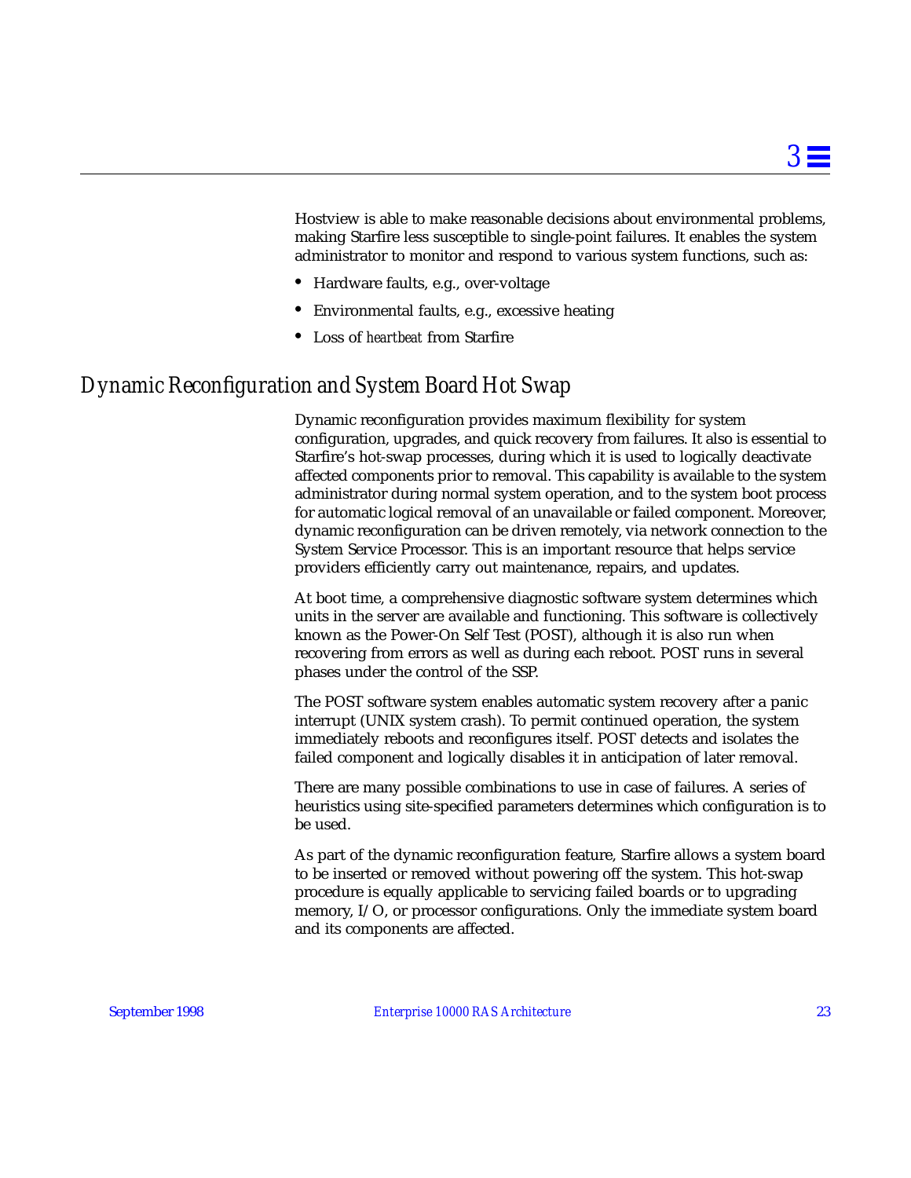Hostview is able to make reasonable decisions about environmental problems, making Starfire less susceptible to single-point failures. It enables the system administrator to monitor and respond to various system functions, such as:

- Hardware faults, e.g., over-voltage
- Environmental faults, e.g., excessive heating
- Loss of *heartbeat* from Starfire

## Dynamic Reconfiguration and System Board Hot Swap

Dynamic reconfiguration provides maximum flexibility for system configuration, upgrades, and quick recovery from failures. It also is essential to Starfire's hot-swap processes, during which it is used to logically deactivate affected components prior to removal. This capability is available to the system administrator during normal system operation, and to the system boot process for automatic logical removal of an unavailable or failed component. Moreover, dynamic reconfiguration can be driven remotely, via network connection to the System Service Processor. This is an important resource that helps service providers efficiently carry out maintenance, repairs, and updates.

At boot time, a comprehensive diagnostic software system determines which units in the server are available and functioning. This software is collectively known as the Power-On Self Test (POST), although it is also run when recovering from errors as well as during each reboot. POST runs in several phases under the control of the SSP.

The POST software system enables automatic system recovery after a panic interrupt (UNIX system crash). To permit continued operation, the system immediately reboots and reconfigures itself. POST detects and isolates the failed component and logically disables it in anticipation of later removal.

There are many possible combinations to use in case of failures. A series of heuristics using site-specified parameters determines which configuration is to be used.

As part of the dynamic reconfiguration feature, Starfire allows a system board to be inserted or removed without powering off the system. This hot-swap procedure is equally applicable to servicing failed boards or to upgrading memory, I/O, or processor configurations. Only the immediate system board and its components are affected.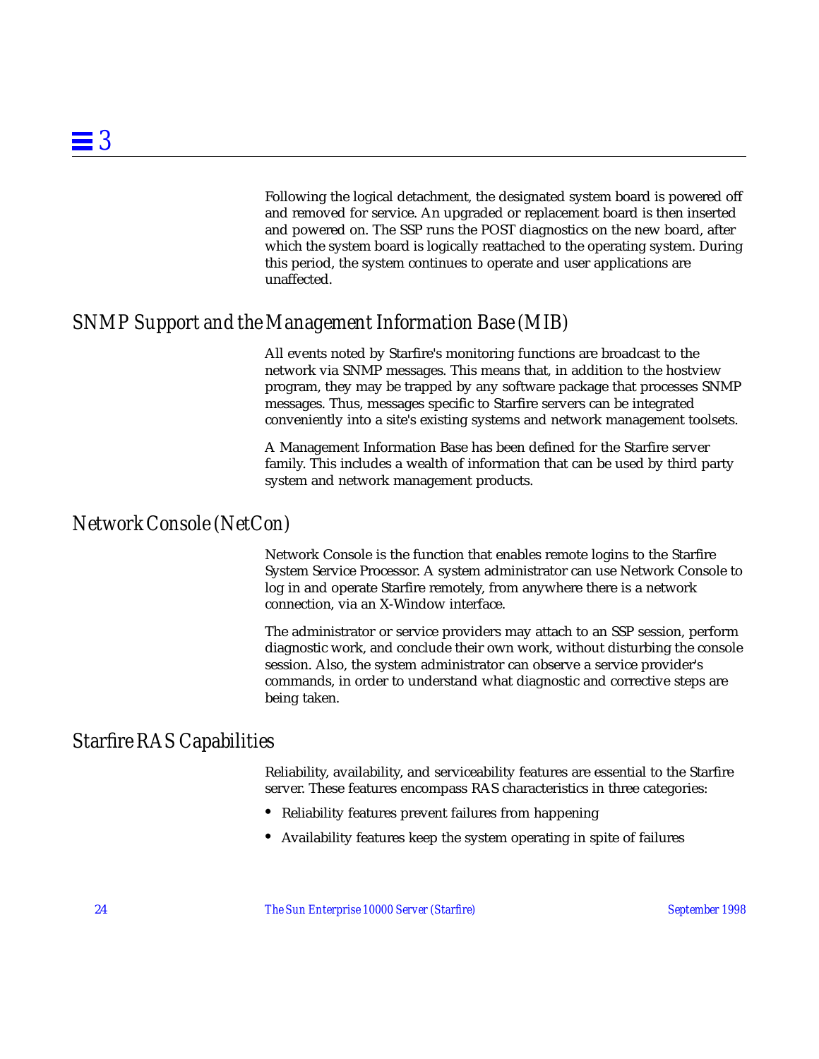Following the logical detachment, the designated system board is powered off and removed for service. An upgraded or replacement board is then inserted and powered on. The SSP runs the POST diagnostics on the new board, after which the system board is logically reattached to the operating system. During this period, the system continues to operate and user applications are unaffected.

## SNMP Support and the Management Information Base (MIB)

All events noted by Starfire's monitoring functions are broadcast to the network via SNMP messages. This means that, in addition to the hostview program, they may be trapped by any software package that processes SNMP messages. Thus, messages specific to Starfire servers can be integrated conveniently into a site's existing systems and network management toolsets.

A Management Information Base has been defined for the Starfire server family. This includes a wealth of information that can be used by third party system and network management products.

## Network Console (NetCon)

Network Console is the function that enables remote logins to the Starfire System Service Processor. A system administrator can use Network Console to log in and operate Starfire remotely, from anywhere there is a network connection, via an X-Window interface.

The administrator or service providers may attach to an SSP session, perform diagnostic work, and conclude their own work, without disturbing the console session. Also, the system administrator can observe a service provider's commands, in order to understand what diagnostic and corrective steps are being taken.

## Starfire RAS Capabilities

Reliability, availability, and serviceability features are essential to the Starfire server. These features encompass RAS characteristics in three categories:

- Reliability features prevent failures from happening
- Availability features keep the system operating in spite of failures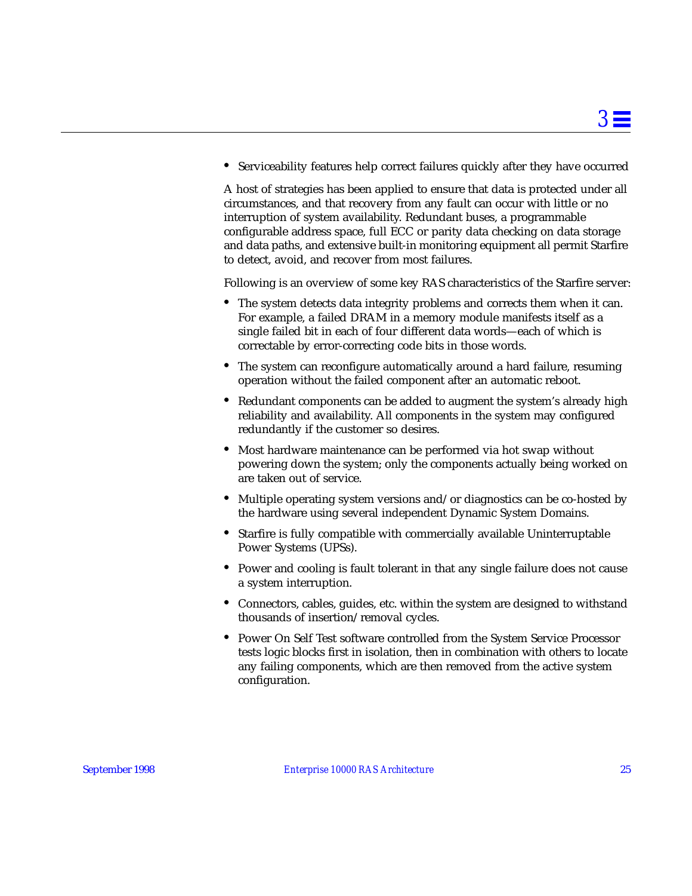- Serviceability features help correct failures quickly after they have occurred

A host of strategies has been applied to ensure that data is protected under all circumstances, and that recovery from any fault can occur with little or no interruption of system availability. Redundant buses, a programmable configurable address space, full ECC or parity data checking on data storage and data paths, and extensive built-in monitoring equipment all permit Starfire to detect, avoid, and recover from most failures.

Following is an overview of some key RAS characteristics of the Starfire server:

- The system detects data integrity problems and corrects them when it can. For example, a failed DRAM in a memory module manifests itself as a single failed bit in each of four different data words—each of which is correctable by error-correcting code bits in those words.
- The system can reconfigure automatically around a hard failure, resuming operation without the failed component after an automatic reboot.
- Redundant components can be added to augment the system's already high reliability and availability. All components in the system may configured redundantly if the customer so desires.
- Most hardware maintenance can be performed via hot swap without powering down the system; only the components actually being worked on are taken out of service.
- Multiple operating system versions and/or diagnostics can be co-hosted by the hardware using several independent Dynamic System Domains.
- Starfire is fully compatible with commercially available Uninterruptable Power Systems (UPSs).
- Power and cooling is fault tolerant in that any single failure does not cause a system interruption.
- Connectors, cables, guides, etc. within the system are designed to withstand thousands of insertion/removal cycles.
- Power On Self Test software controlled from the System Service Processor tests logic blocks first in isolation, then in combination with others to locate any failing components, which are then removed from the active system configuration.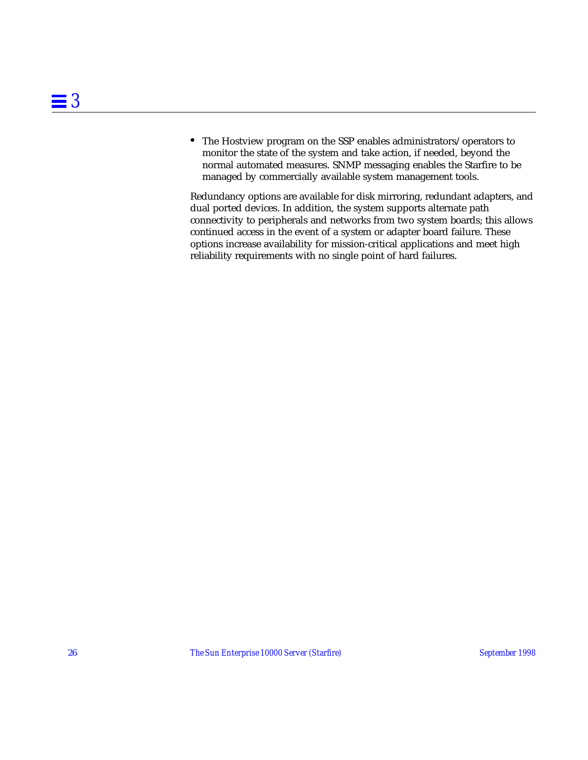- The Hostview program on the SSP enables administrators/operators to monitor the state of the system and take action, if needed, beyond the normal automated measures. SNMP messaging enables the Starfire to be managed by commercially available system management tools.

Redundancy options are available for disk mirroring, redundant adapters, and dual ported devices. In addition, the system supports alternate path connectivity to peripherals and networks from two system boards; this allows continued access in the event of a system or adapter board failure. These options increase availability for mission-critical applications and meet high reliability requirements with no single point of hard failures.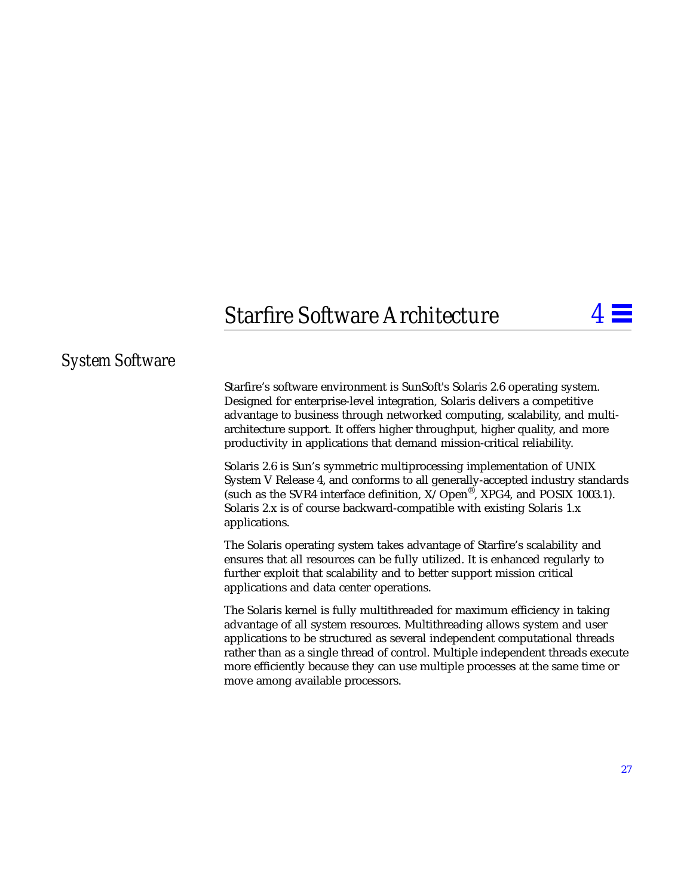# Starfire Software Architecture 4

## System Software

Starfire's software environment is SunSoft's Solaris 2.6 operating system. Designed for enterprise-level integration, Solaris delivers a competitive advantage to business through networked computing, scalability, and multi-architecture support. It offers higher throughput, higher quality, and more productivity in applications that demand mission-critical reliability.

Solaris 2.6 is Sun's symmetric multiprocessing implementation of UNIX System V Release 4, and conforms to all generally-accepted industry standards (such as the SVR4 interface definition, X/Open®, XPG4, and POSIX 1003.1). Solaris 2.x is of course backward-compatible with existing Solaris 1.x applications.

The Solaris operating system takes advantage of Starfire's scalability and ensures that all resources can be fully utilized. It is enhanced regularly to further exploit that scalability and to better support mission critical applications and data center operations.

The Solaris kernel is fully multithreaded for maximum efficiency in taking advantage of all system resources. Multithreading allows system and user applications to be structured as several independent computational threads rather than as a single thread of control. Multiple independent threads execute more efficiently because they can use multiple processes at the same time or move among available processors.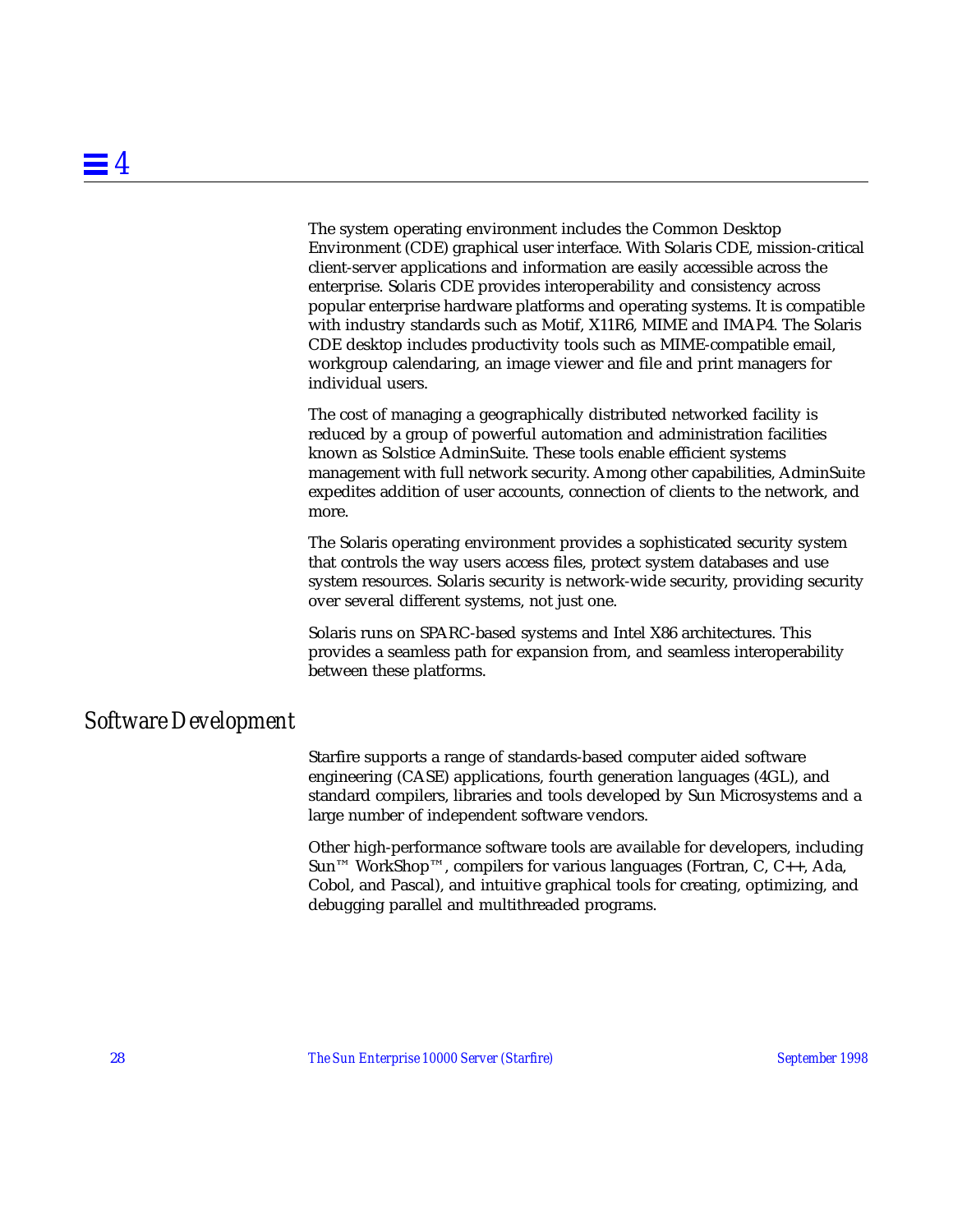The system operating environment includes the Common Desktop Environment (CDE) graphical user interface. With Solaris CDE, mission-critical client-server applications and information are easily accessible across the enterprise. Solaris CDE provides interoperability and consistency across popular enterprise hardware platforms and operating systems. It is compatible with industry standards such as Motif, X11R6, MIME and IMAP4. The Solaris CDE desktop includes productivity tools such as MIME-compatible email, workgroup calendaring, an image viewer and file and print managers for individual users.

The cost of managing a geographically distributed networked facility is reduced by a group of powerful automation and administration facilities known as Solstice AdminSuite. These tools enable efficient systems management with full network security. Among other capabilities, AdminSuite expedites addition of user accounts, connection of clients to the network, and more.

The Solaris operating environment provides a sophisticated security system that controls the way users access files, protect system databases and use system resources. Solaris security is network-wide security, providing security over several different systems, not just one.

Solaris runs on SPARC-based systems and Intel X86 architectures. This provides a seamless path for expansion from, and seamless interoperability between these platforms.

## Software Development

Starfire supports a range of standards-based computer aided software engineering (CASE) applications, fourth generation languages (4GL), and standard compilers, libraries and tools developed by Sun Microsystems and a large number of independent software vendors.

Other high-performance software tools are available for developers, including Sun™ WorkShop™, compilers for various languages (Fortran, C, C++, Ada, Cobol, and Pascal), and intuitive graphical tools for creating, optimizing, and debugging parallel and multithreaded programs.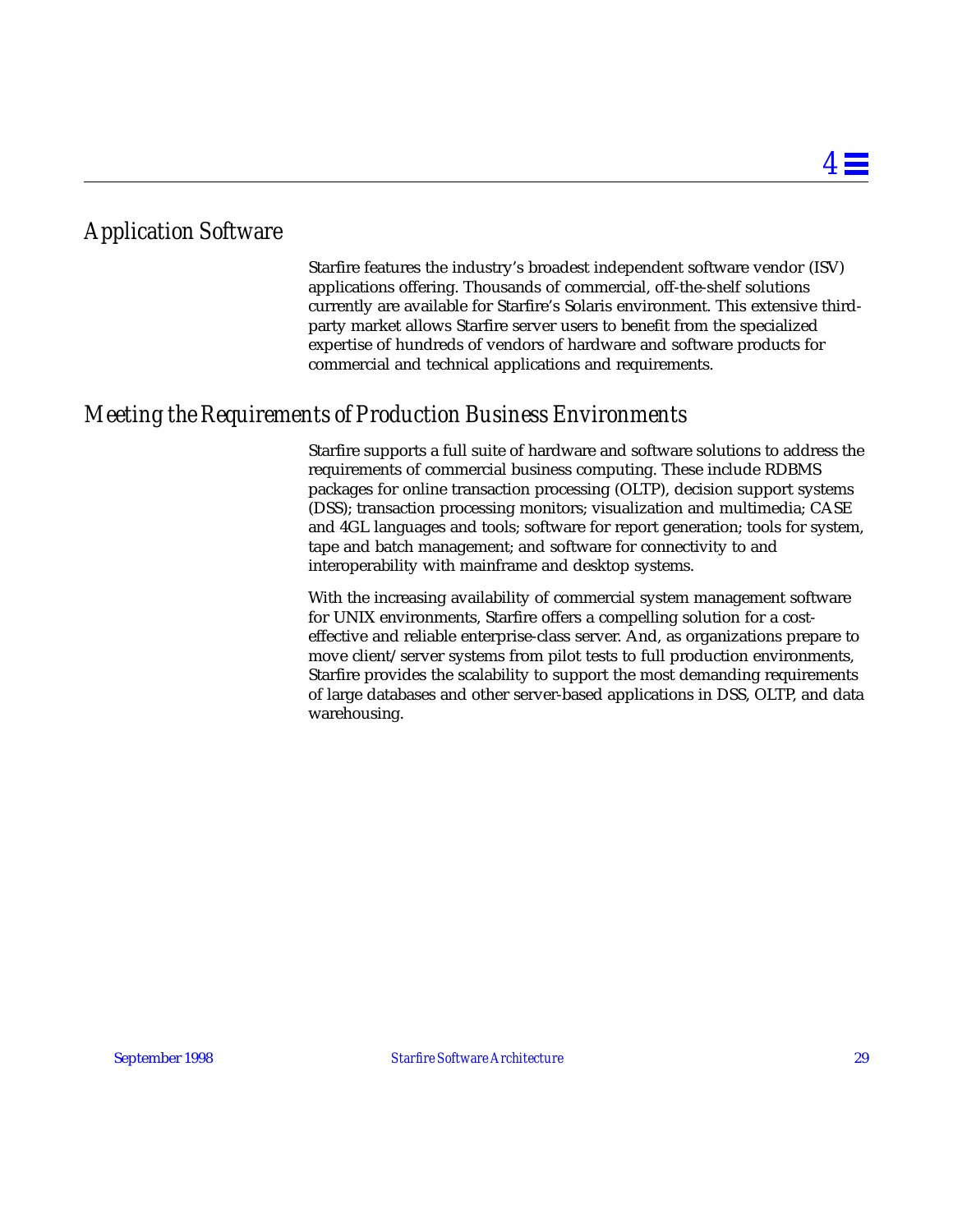## Application Software

Starfire features the industry's broadest independent software vendor (ISV) applications offering. Thousands of commercial, off-the-shelf solutions currently are available for Starfire's Solaris environment. This extensive third-party market allows Starfire server users to benefit from the specialized expertise of hundreds of vendors of hardware and software products for commercial and technical applications and requirements.

## Meeting the Requirements of Production Business Environments

Starfire supports a full suite of hardware and software solutions to address the requirements of commercial business computing. These include RDBMS packages for online transaction processing (OLTP), decision support systems (DSS); transaction processing monitors; visualization and multimedia; CASE and 4GL languages and tools; software for report generation; tools for system, tape and batch management; and software for connectivity to and interoperability with mainframe and desktop systems.

With the increasing availability of commercial system management software for UNIX environments, Starfire offers a compelling solution for a cost-effective and reliable enterprise-class server. And, as organizations prepare to move client/server systems from pilot tests to full production environments, Starfire provides the scalability to support the most demanding requirements of large databases and other server-based applications in DSS, OLTP, and data warehousing.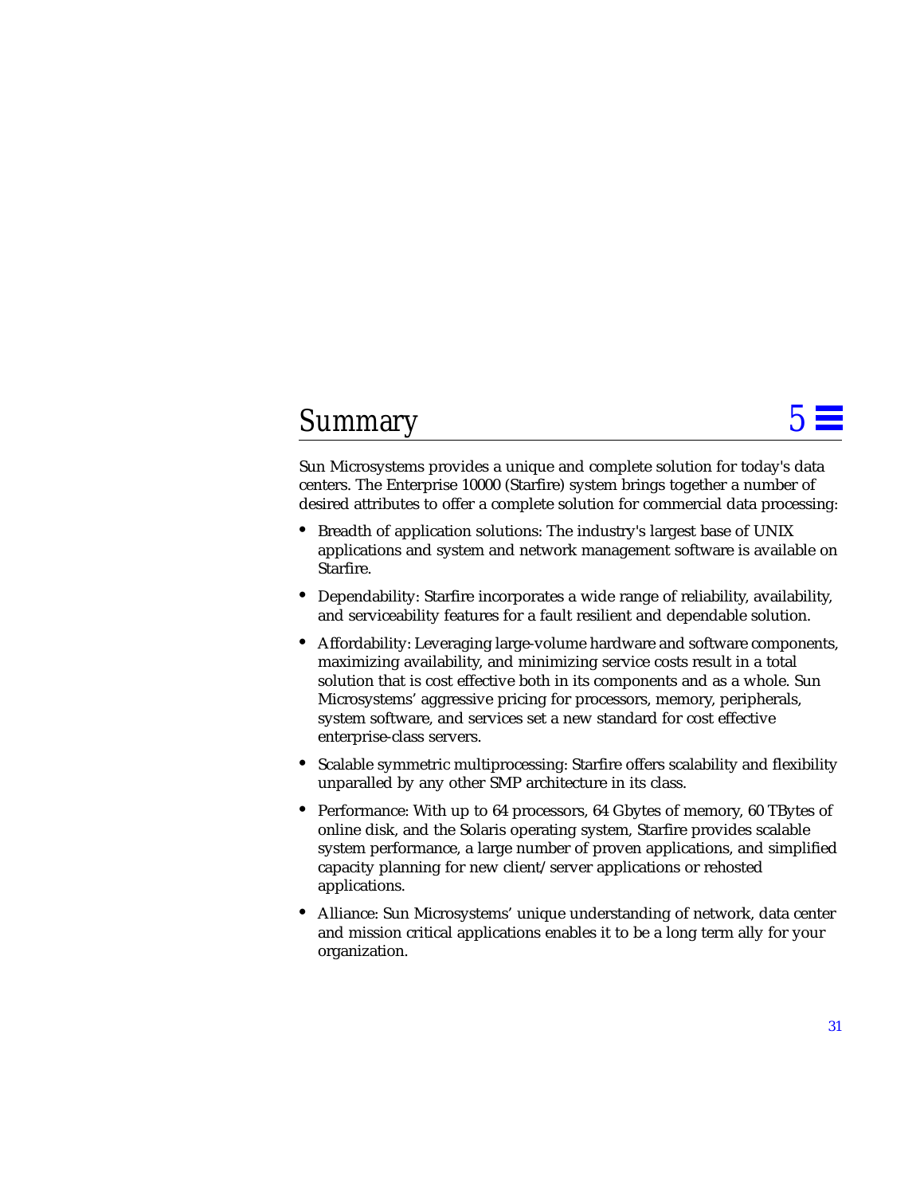# 5 Summary

Sun Microsystems provides a unique and complete solution for today's data centers. The Enterprise 10000 (Starfire) system brings together a number of desired attributes to offer a complete solution for commercial data processing:

- Breadth of application solutions: The industry's largest base of UNIX applications and system and network management software is available on Starfire.
- Dependability: Starfire incorporates a wide range of reliability, availability, and serviceability features for a fault resilient and dependable solution.
- Affordability: Leveraging large-volume hardware and software components, maximizing availability, and minimizing service costs result in a total solution that is cost effective both in its components and as a whole. Sun Microsystems' aggressive pricing for processors, memory, peripherals, system software, and services set a new standard for cost effective enterprise-class servers.
- Scalable symmetric multiprocessing: Starfire offers scalability and flexibility unparalled by any other SMP architecture in its class.
- Performance: With up to 64 processors, 64 Gbytes of memory, 60 TBytes of online disk, and the Solaris operating system, Starfire provides scalable system performance, a large number of proven applications, and simplified capacity planning for new client/server applications or rehosted applications.
- Alliance: Sun Microsystems' unique understanding of network, data center and mission critical applications enables it to be a long term ally for your organization.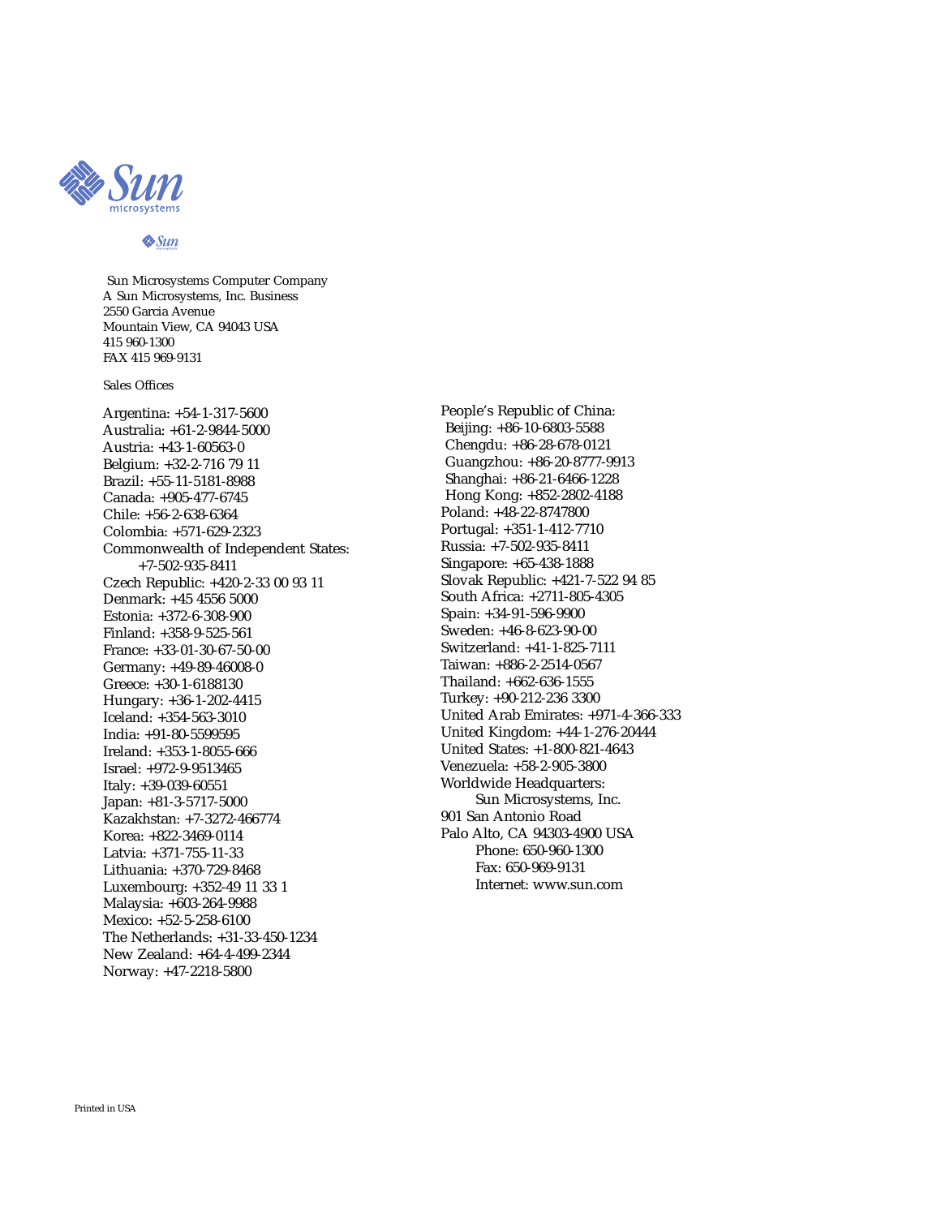Sun Microsystems Computer Company
A Sun Microsystems, Inc. Business
2550 Garcia Avenue
Mountain View, CA 94043 USA
415 960-1300
FAX 415 969-9131

Sales Offices

Argentina: +54-1-317-5600
Australia: +61-2-9844-5000
Austria: +43-1-60563-0
Belgium: +32-2-716 79 11
Brazil: +55-11-5181-8988
Canada: +905-477-6745
Chile: +56-2-638-6364
Colombia: +571-629-2323
Commonwealth of Independent States:
+7-502-935-8411
Czech Republic: +420-2-33 00 93 11
Denmark: +45 4556 5000
Estonia: +372-6-308-900
Finland: +358-9-525-561
France: +33-01-30-67-50-00
Germany: +49-89-46008-0
Greece: +30-1-6188130
Hungary: +36-1-202-4415
Iceland: +354-563-3010
India: +91-80-5599595
Ireland: +353-1-8055-666
Israel: +972-9-9513465
Italy: +39-039-60551
Japan: +81-3-5717-5000
Kazakhstan: +7-3272-466774
Korea: +822-3469-0114
Latvia: +371-755-11-33
Lithuania: +370-729-8468
Luxembourg: +352-49 11 33 1
Malaysia: +603-264-9988
Mexico: +52-5-258-6100
The Netherlands: +31-33-450-1234
New Zealand: +64-4-499-2344
Norway: +47-2218-5800
People's Republic of China:
Beijing: +86-10-6803-5588
Chengdu: +86-28-678-0121
Guangzhou: +86-20-8777-9913
Shanghai: +86-21-6466-1228
Hong Kong: +852-2802-4188
Poland: +48-22-8747800
Portugal: +351-1-412-7710
Russia: +7-502-935-8411
Singapore: +65-438-1888
Slovak Republic: +421-7-522 94 85
South Africa: +2711-805-4305
Spain: +34-91-596-9900
Sweden: +46-8-623-90-00
Switzerland: +41-1-825-7111
Taiwan: +886-2-2514-0567
Thailand: +662-636-1555
Turkey: +90-212-236 3300
United Arab Emirates: +971-4-366-333
United Kingdom: +44-1-276-20444
United States: +1-800-821-4643
Venezuela: +58-2-905-3800
Worldwide Headquarters:
Sun Microsystems, Inc.
901 San Antonio Road
Palo Alto, CA 94303-4900 USA
Phone: 650-960-1300
Fax: 650-969-9131
Internet: www.sun.com

Printed in USA